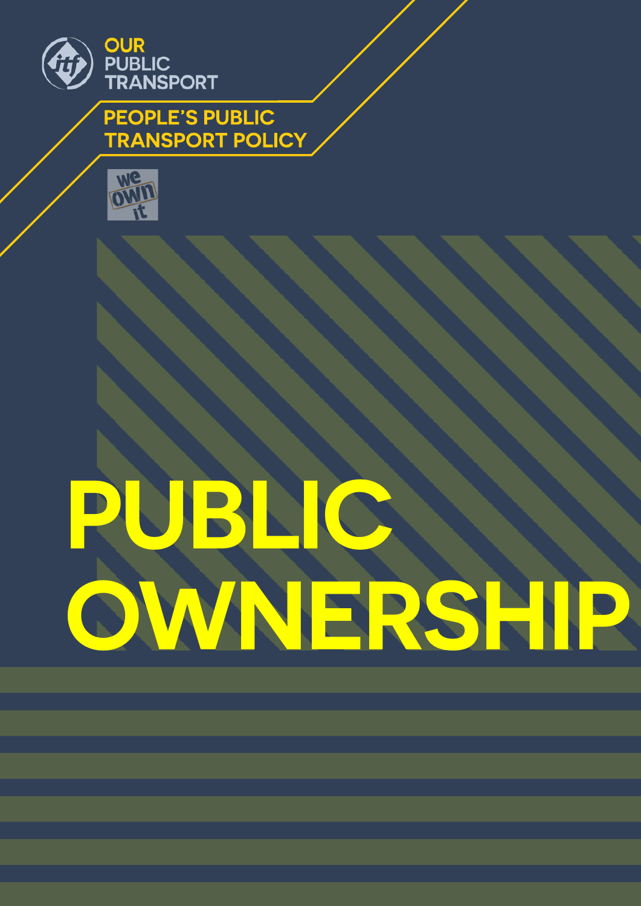OUR PUBLIC TRANSPORT

PEOPLE'S PUBLIC TRANSPORT POLICY

we own it

# PUBLIC OWNERSHIP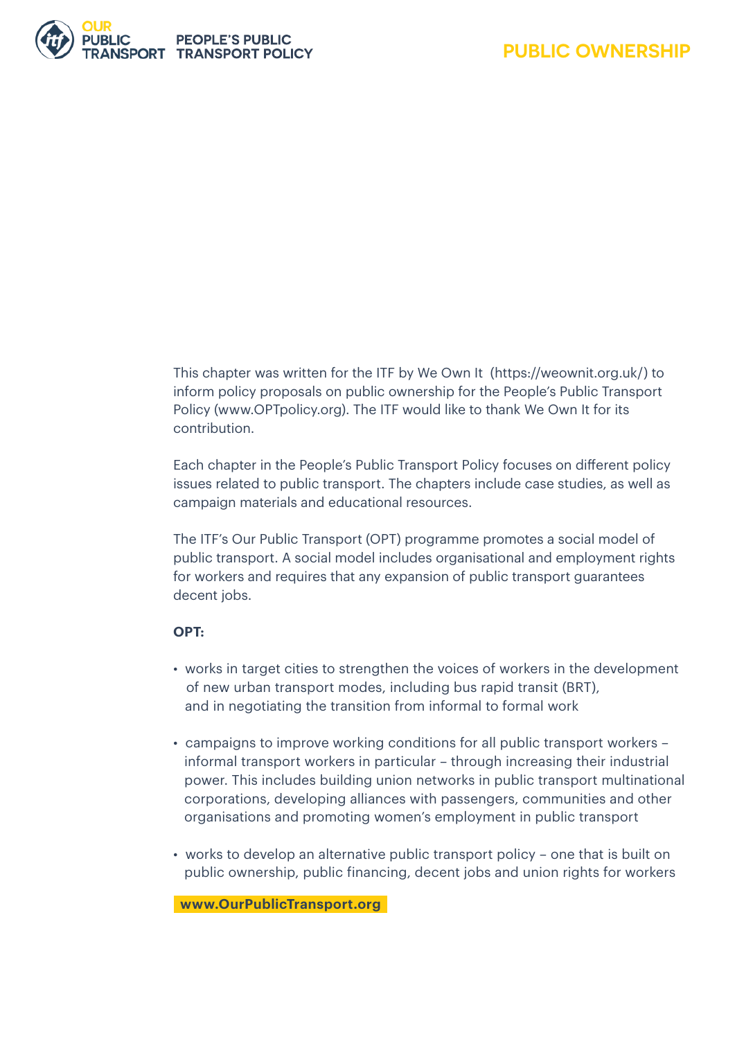This chapter was written for the ITF by We Own It (https://weownit.org.uk/) to inform policy proposals on public ownership for the People's Public Transport Policy (www.OPTpolicy.org). The ITF would like to thank We Own It for its contribution.

Each chapter in the People's Public Transport Policy focuses on different policy issues related to public transport. The chapters include case studies, as well as campaign materials and educational resources.

The ITF's Our Public Transport (OPT) programme promotes a social model of public transport. A social model includes organisational and employment rights for workers and requires that any expansion of public transport guarantees decent jobs.

**OPT:**

- works in target cities to strengthen the voices of workers in the development of new urban transport modes, including bus rapid transit (BRT), and in negotiating the transition from informal to formal work
- campaigns to improve working conditions for all public transport workers – informal transport workers in particular – through increasing their industrial power. This includes building union networks in public transport multinational corporations, developing alliances with passengers, communities and other organisations and promoting women's employment in public transport
- works to develop an alternative public transport policy – one that is built on public ownership, public financing, decent jobs and union rights for workers

**www.OurPublicTransport.org**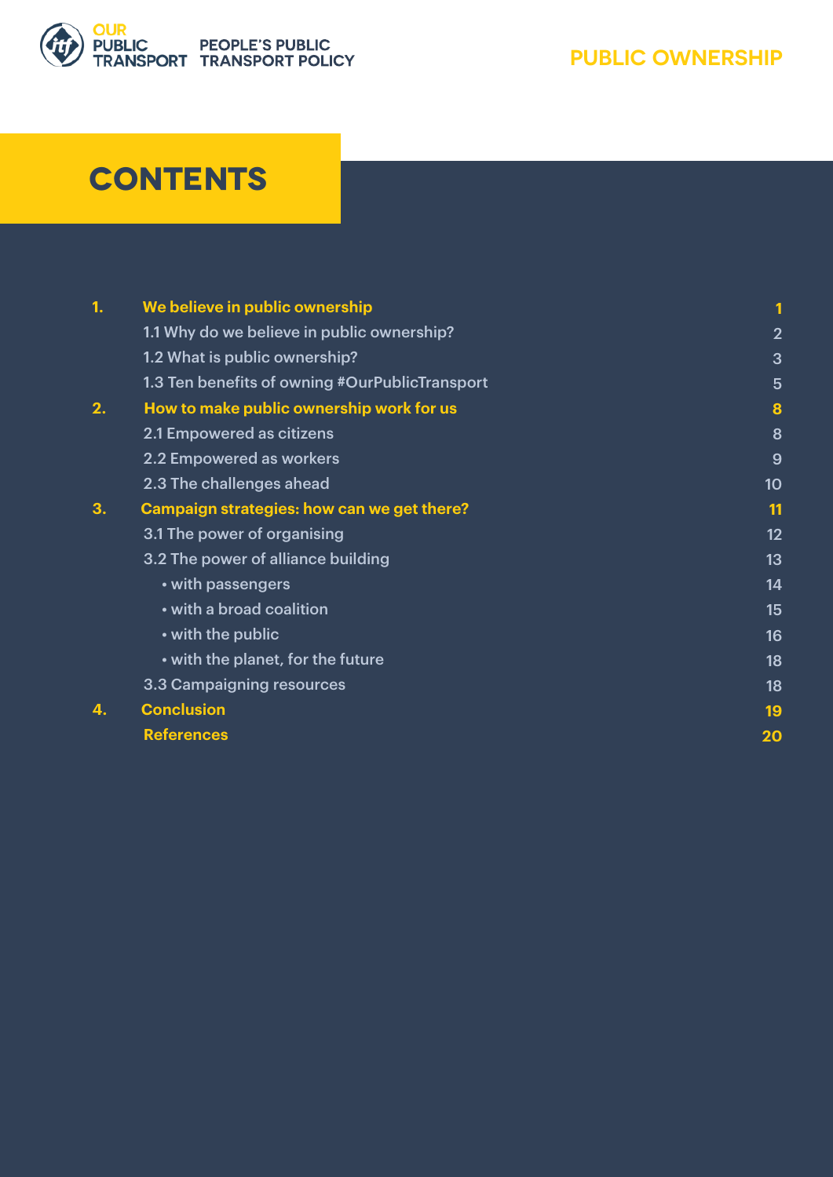# CONTENTS

| | | |
|---|---|---|
| **1.** | **We believe in public ownership** | **1** |
| | 1.1 Why do we believe in public ownership? | 2 |
| | 1.2 What is public ownership? | 3 |
| | 1.3 Ten benefits of owning #OurPublicTransport | 5 |
| **2.** | **How to make public ownership work for us** | **8** |
| | 2.1 Empowered as citizens | 8 |
| | 2.2 Empowered as workers | 9 |
| | 2.3 The challenges ahead | 10 |
| **3.** | **Campaign strategies: how can we get there?** | **11** |
| | 3.1 The power of organising | 12 |
| | 3.2 The power of alliance building | 13 |
| | • with passengers | 14 |
| | • with a broad coalition | 15 |
| | • with the public | 16 |
| | • with the planet, for the future | 18 |
| | 3.3 Campaigning resources | 18 |
| **4.** | **Conclusion** | **19** |
| | **References** | **20** |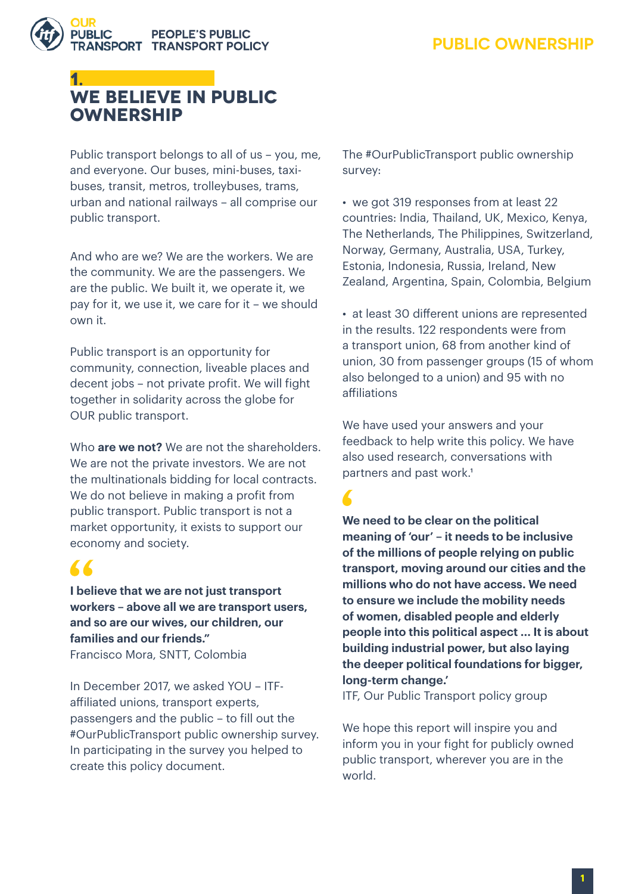# 1. WE BELIEVE IN PUBLIC OWNERSHIP

Public transport belongs to all of us – you, me, and everyone. Our buses, mini-buses, taxi-buses, transit, metros, trolleybuses, trams, urban and national railways – all comprise our public transport.

And who are we? We are the workers. We are the community. We are the passengers. We are the public. We built it, we operate it, we pay for it, we use it, we care for it – we should own it.

Public transport is an opportunity for community, connection, liveable places and decent jobs – not private profit. We will fight together in solidarity across the globe for OUR public transport.

Who **are we not?** We are not the shareholders. We are not the private investors. We are not the multinationals bidding for local contracts. We do not believe in making a profit from public transport. Public transport is not a market opportunity, it exists to support our economy and society.

> **I believe that we are not just transport workers – above all we are transport users, and so are our wives, our children, our families and our friends."**
> Francisco Mora, SNTT, Colombia

In December 2017, we asked YOU – ITF-affiliated unions, transport experts, passengers and the public – to fill out the #OurPublicTransport public ownership survey. In participating in the survey you helped to create this policy document.

The #OurPublicTransport public ownership survey:

- we got 319 responses from at least 22 countries: India, Thailand, UK, Mexico, Kenya, The Netherlands, The Philippines, Switzerland, Norway, Germany, Australia, USA, Turkey, Estonia, Indonesia, Russia, Ireland, New Zealand, Argentina, Spain, Colombia, Belgium
- at least 30 different unions are represented in the results. 122 respondents were from a transport union, 68 from another kind of union, 30 from passenger groups (15 of whom also belonged to a union) and 95 with no affiliations

We have used your answers and your feedback to help write this policy. We have also used research, conversations with partners and past work.[1]

> **We need to be clear on the political meaning of 'our' – it needs to be inclusive of the millions of people relying on public transport, moving around our cities and the millions who do not have access. We need to ensure we include the mobility needs of women, disabled people and elderly people into this political aspect ... It is about building industrial power, but also laying the deeper political foundations for bigger, long-term change.'**
> ITF, Our Public Transport policy group

We hope this report will inspire you and inform you in your fight for publicly owned public transport, wherever you are in the world.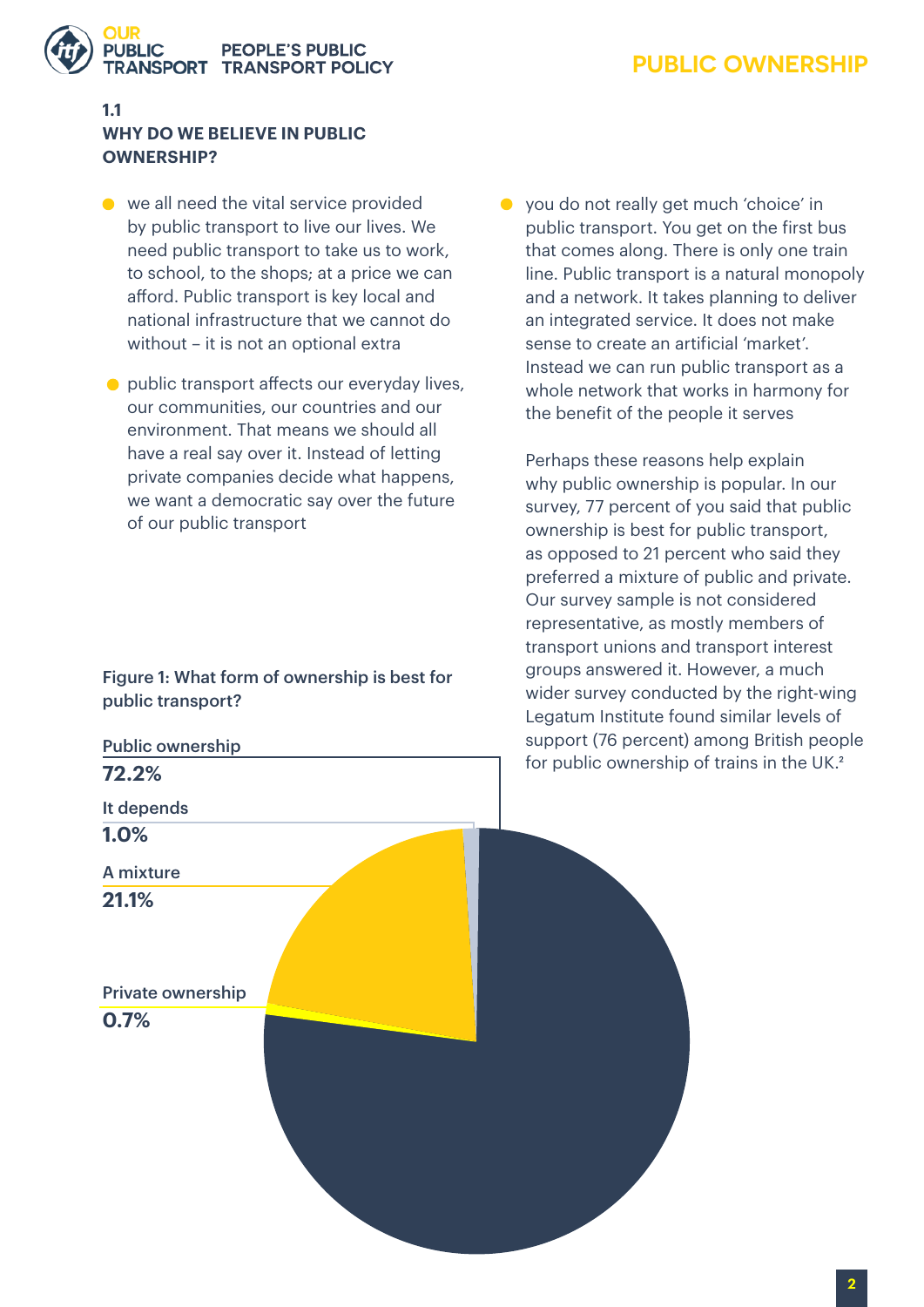## 1.1 WHY DO WE BELIEVE IN PUBLIC OWNERSHIP?

- we all need the vital service provided by public transport to live our lives. We need public transport to take us to work, to school, to the shops; at a price we can afford. Public transport is key local and national infrastructure that we cannot do without – it is not an optional extra
- public transport affects our everyday lives, our communities, our countries and our environment. That means we should all have a real say over it. Instead of letting private companies decide what happens, we want a democratic say over the future of our public transport
- you do not really get much 'choice' in public transport. You get on the first bus that comes along. There is only one train line. Public transport is a natural monopoly and a network. It takes planning to deliver an integrated service. It does not make sense to create an artificial 'market'. Instead we can run public transport as a whole network that works in harmony for the benefit of the people it serves

Perhaps these reasons help explain why public ownership is popular. In our survey, 77 percent of you said that public ownership is best for public transport, as opposed to 21 percent who said they preferred a mixture of public and private. Our survey sample is not considered representative, as mostly members of transport unions and transport interest groups answered it. However, a much wider survey conducted by the right-wing Legatum Institute found similar levels of support (76 percent) among British people for public ownership of trains in the UK.[2]

**Figure 1: What form of ownership is best for public transport?**

| Form of ownership | Percentage |
|---|---|
| Public ownership | 72.2% |
| It depends | 1.0% |
| A mixture | 21.1% |
| Private ownership | 0.7% |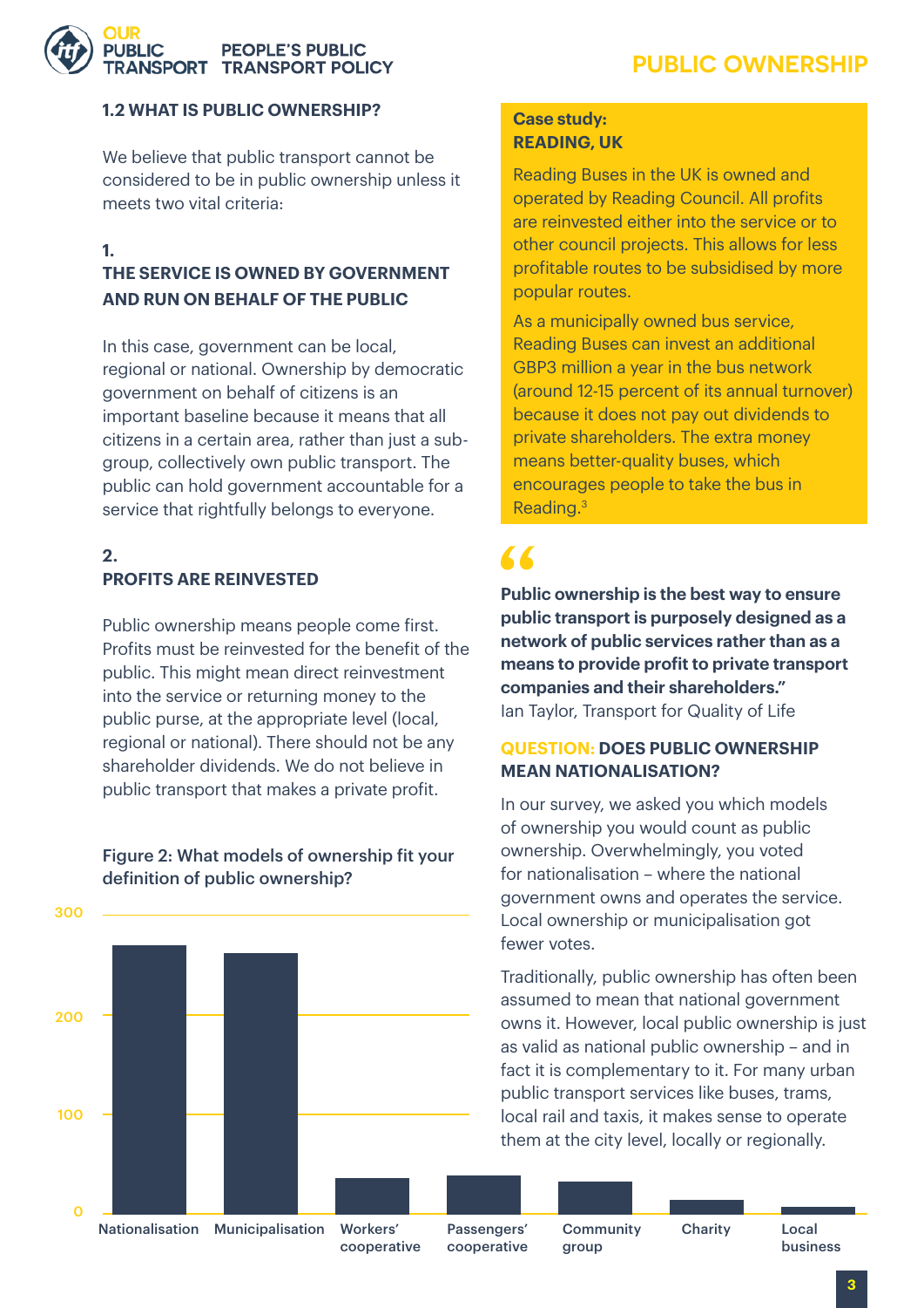## 1.2 WHAT IS PUBLIC OWNERSHIP?

We believe that public transport cannot be considered to be in public ownership unless it meets two vital criteria:

### 1. THE SERVICE IS OWNED BY GOVERNMENT AND RUN ON BEHALF OF THE PUBLIC

In this case, government can be local, regional or national. Ownership by democratic government on behalf of citizens is an important baseline because it means that all citizens in a certain area, rather than just a sub-group, collectively own public transport. The public can hold government accountable for a service that rightfully belongs to everyone.

### 2. PROFITS ARE REINVESTED

Public ownership means people come first. Profits must be reinvested for the benefit of the public. This might mean direct reinvestment into the service or returning money to the public purse, at the appropriate level (local, regional or national). There should not be any shareholder dividends. We do not believe in public transport that makes a private profit.

**Figure 2: What models of ownership fit your definition of public ownership?**

| Model | Approx. votes |
|---|---|
| Nationalisation | ~270 |
| Municipalisation | ~262 |
| Workers' cooperative | ~37 |
| Passengers' cooperative | ~40 |
| Community group | ~33 |
| Charity | ~15 |
| Local business | ~7 |

**Case study: READING, UK**

Reading Buses in the UK is owned and operated by Reading Council. All profits are reinvested either into the service or to other council projects. This allows for less profitable routes to be subsidised by more popular routes.

As a municipally owned bus service, Reading Buses can invest an additional GBP3 million a year in the bus network (around 12-15 percent of its annual turnover) because it does not pay out dividends to private shareholders. The extra money means better-quality buses, which encourages people to take the bus in Reading.[3]

> **"Public ownership is the best way to ensure public transport is purposely designed as a network of public services rather than as a means to provide profit to private transport companies and their shareholders."**
> Ian Taylor, Transport for Quality of Life

### QUESTION: DOES PUBLIC OWNERSHIP MEAN NATIONALISATION?

In our survey, we asked you which models of ownership you would count as public ownership. Overwhelmingly, you voted for nationalisation – where the national government owns and operates the service. Local ownership or municipalisation got fewer votes.

Traditionally, public ownership has often been assumed to mean that national government owns it. However, local public ownership is just as valid as national public ownership – and in fact it is complementary to it. For many urban public transport services like buses, trams, local rail and taxis, it makes sense to operate them at the city level, locally or regionally.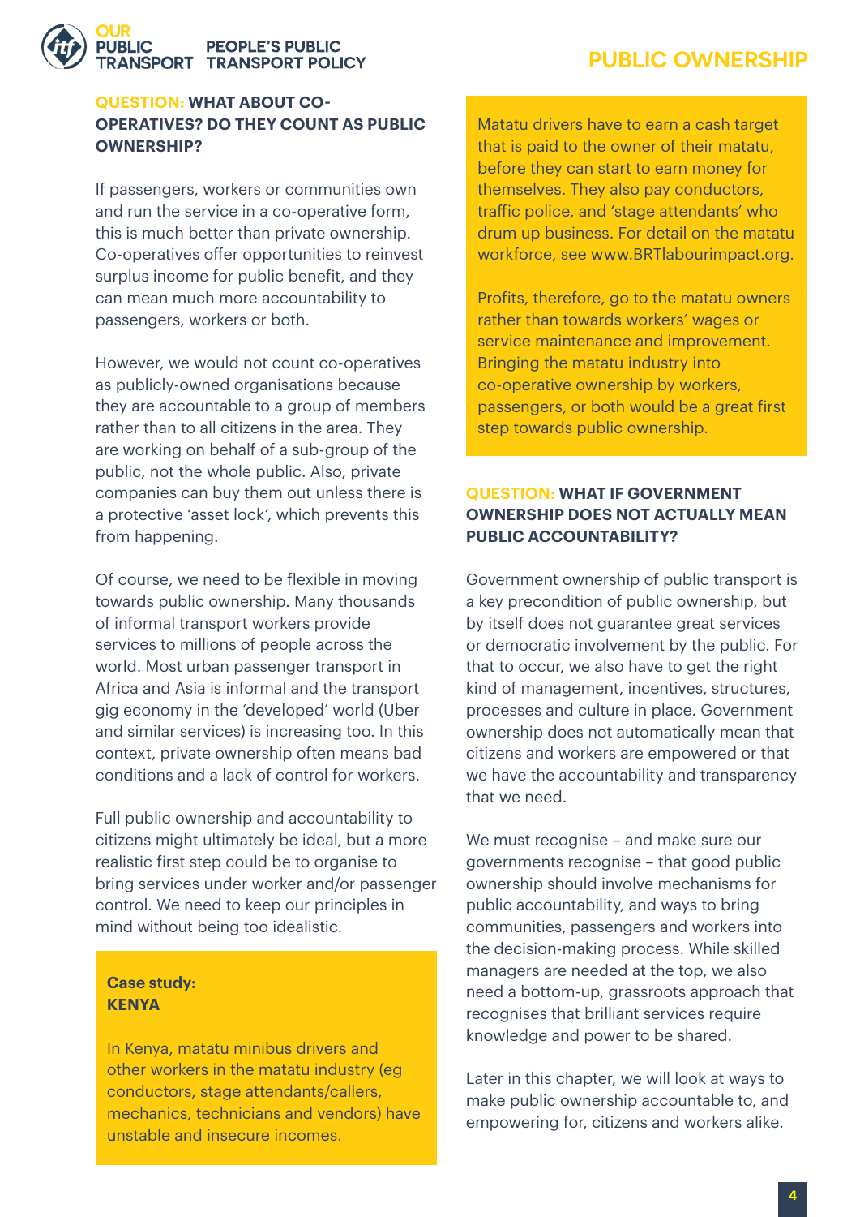### QUESTION: WHAT ABOUT CO-OPERATIVES? DO THEY COUNT AS PUBLIC OWNERSHIP?

If passengers, workers or communities own and run the service in a co-operative form, this is much better than private ownership. Co-operatives offer opportunities to reinvest surplus income for public benefit, and they can mean much more accountability to passengers, workers or both.

However, we would not count co-operatives as publicly-owned organisations because they are accountable to a group of members rather than to all citizens in the area. They are working on behalf of a sub-group of the public, not the whole public. Also, private companies can buy them out unless there is a protective 'asset lock', which prevents this from happening.

Of course, we need to be flexible in moving towards public ownership. Many thousands of informal transport workers provide services to millions of people across the world. Most urban passenger transport in Africa and Asia is informal and the transport gig economy in the 'developed' world (Uber and similar services) is increasing too. In this context, private ownership often means bad conditions and a lack of control for workers.

Full public ownership and accountability to citizens might ultimately be ideal, but a more realistic first step could be to organise to bring services under worker and/or passenger control. We need to keep our principles in mind without being too idealistic.

> **Case study:**
> **KENYA**
>
> In Kenya, matatu minibus drivers and other workers in the matatu industry (eg conductors, stage attendants/callers, mechanics, technicians and vendors) have unstable and insecure incomes.
>
> Matatu drivers have to earn a cash target that is paid to the owner of their matatu, before they can start to earn money for themselves. They also pay conductors, traffic police, and 'stage attendants' who drum up business. For detail on the matatu workforce, see www.BRTlabourimpact.org.
>
> Profits, therefore, go to the matatu owners rather than towards workers' wages or service maintenance and improvement. Bringing the matatu industry into co-operative ownership by workers, passengers, or both would be a great first step towards public ownership.

### QUESTION: WHAT IF GOVERNMENT OWNERSHIP DOES NOT ACTUALLY MEAN PUBLIC ACCOUNTABILITY?

Government ownership of public transport is a key precondition of public ownership, but by itself does not guarantee great services or democratic involvement by the public. For that to occur, we also have to get the right kind of management, incentives, structures, processes and culture in place. Government ownership does not automatically mean that citizens and workers are empowered or that we have the accountability and transparency that we need.

We must recognise – and make sure our governments recognise – that good public ownership should involve mechanisms for public accountability, and ways to bring communities, passengers and workers into the decision-making process. While skilled managers are needed at the top, we also need a bottom-up, grassroots approach that recognises that brilliant services require knowledge and power to be shared.

Later in this chapter, we will look at ways to make public ownership accountable to, and empowering for, citizens and workers alike.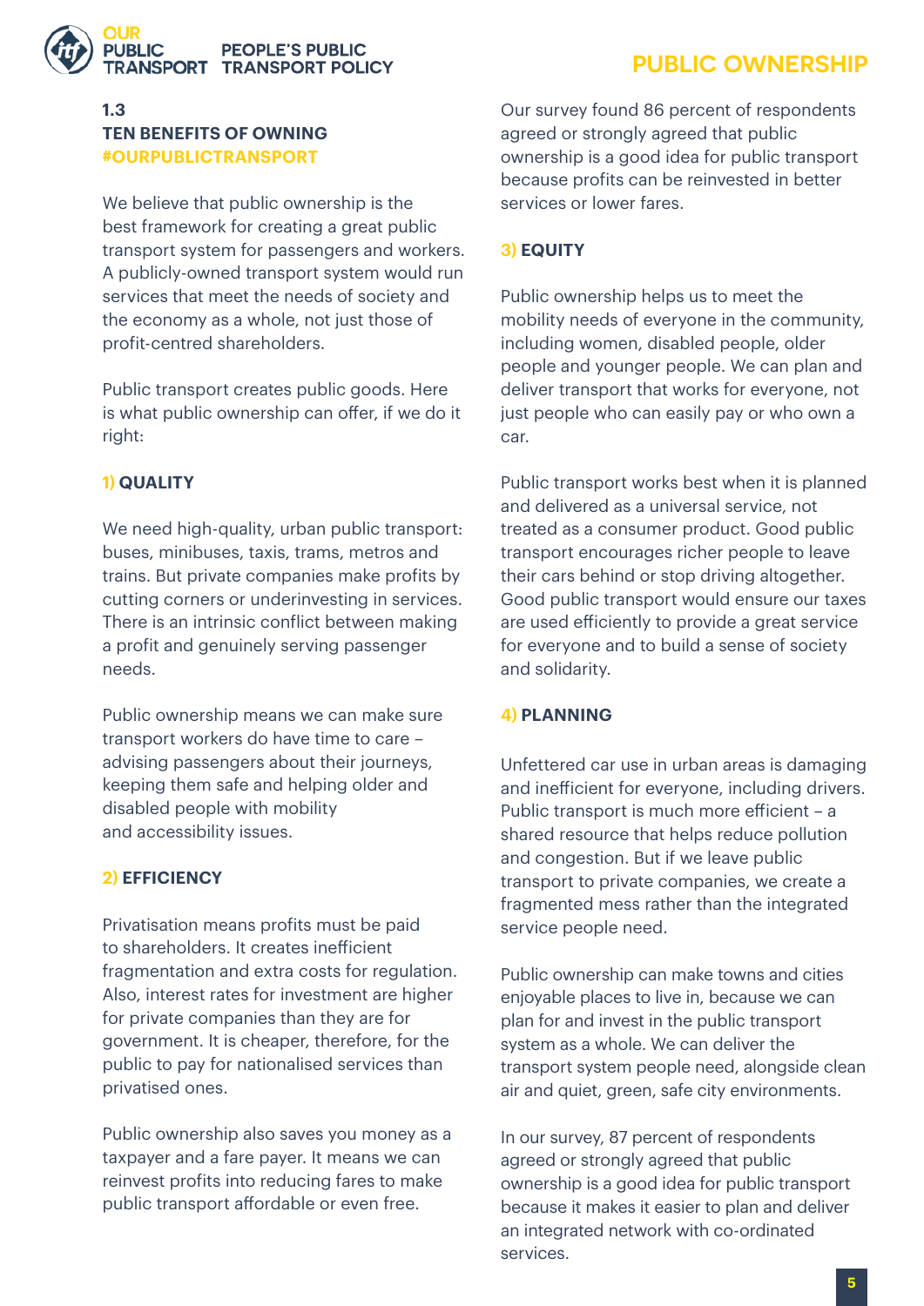## 1.3 TEN BENEFITS OF OWNING #OURPUBLICTRANSPORT

We believe that public ownership is the best framework for creating a great public transport system for passengers and workers. A publicly-owned transport system would run services that meet the needs of society and the economy as a whole, not just those of profit-centred shareholders.

Public transport creates public goods. Here is what public ownership can offer, if we do it right:

### 1) QUALITY

We need high-quality, urban public transport: buses, minibuses, taxis, trams, metros and trains. But private companies make profits by cutting corners or underinvesting in services. There is an intrinsic conflict between making a profit and genuinely serving passenger needs.

Public ownership means we can make sure transport workers do have time to care – advising passengers about their journeys, keeping them safe and helping older and disabled people with mobility and accessibility issues.

### 2) EFFICIENCY

Privatisation means profits must be paid to shareholders. It creates inefficient fragmentation and extra costs for regulation. Also, interest rates for investment are higher for private companies than they are for government. It is cheaper, therefore, for the public to pay for nationalised services than privatised ones.

Public ownership also saves you money as a taxpayer and a fare payer. It means we can reinvest profits into reducing fares to make public transport affordable or even free.

Our survey found 86 percent of respondents agreed or strongly agreed that public ownership is a good idea for public transport because profits can be reinvested in better services or lower fares.

### 3) EQUITY

Public ownership helps us to meet the mobility needs of everyone in the community, including women, disabled people, older people and younger people. We can plan and deliver transport that works for everyone, not just people who can easily pay or who own a car.

Public transport works best when it is planned and delivered as a universal service, not treated as a consumer product. Good public transport encourages richer people to leave their cars behind or stop driving altogether. Good public transport would ensure our taxes are used efficiently to provide a great service for everyone and to build a sense of society and solidarity.

### 4) PLANNING

Unfettered car use in urban areas is damaging and inefficient for everyone, including drivers. Public transport is much more efficient – a shared resource that helps reduce pollution and congestion. But if we leave public transport to private companies, we create a fragmented mess rather than the integrated service people need.

Public ownership can make towns and cities enjoyable places to live in, because we can plan for and invest in the public transport system as a whole. We can deliver the transport system people need, alongside clean air and quiet, green, safe city environments.

In our survey, 87 percent of respondents agreed or strongly agreed that public ownership is a good idea for public transport because it makes it easier to plan and deliver an integrated network with co-ordinated services.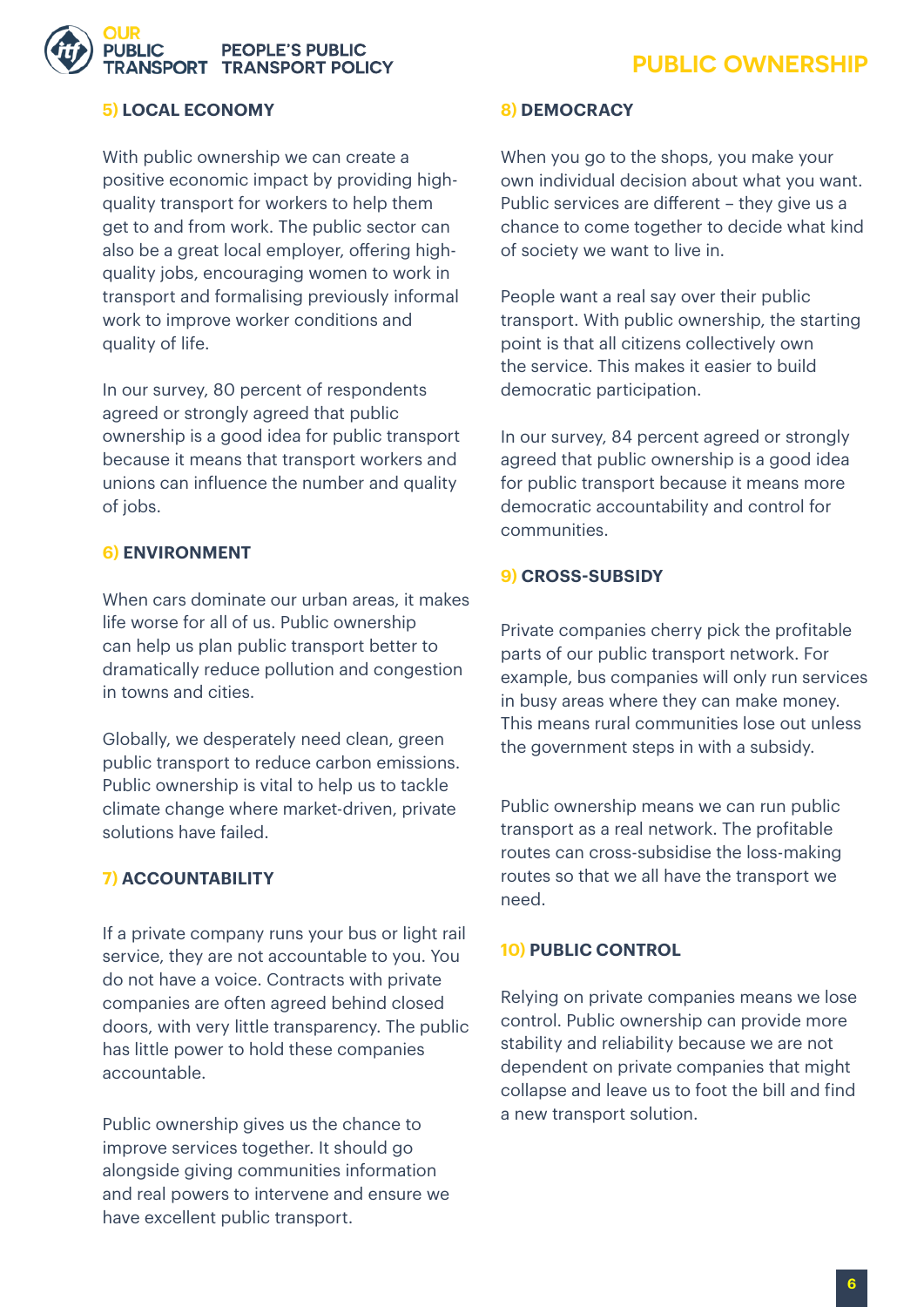### 5) LOCAL ECONOMY

With public ownership we can create a positive economic impact by providing high-quality transport for workers to help them get to and from work. The public sector can also be a great local employer, offering high-quality jobs, encouraging women to work in transport and formalising previously informal work to improve worker conditions and quality of life.

In our survey, 80 percent of respondents agreed or strongly agreed that public ownership is a good idea for public transport because it means that transport workers and unions can influence the number and quality of jobs.

### 6) ENVIRONMENT

When cars dominate our urban areas, it makes life worse for all of us. Public ownership can help us plan public transport better to dramatically reduce pollution and congestion in towns and cities.

Globally, we desperately need clean, green public transport to reduce carbon emissions. Public ownership is vital to help us to tackle climate change where market-driven, private solutions have failed.

### 7) ACCOUNTABILITY

If a private company runs your bus or light rail service, they are not accountable to you. You do not have a voice. Contracts with private companies are often agreed behind closed doors, with very little transparency. The public has little power to hold these companies accountable.

Public ownership gives us the chance to improve services together. It should go alongside giving communities information and real powers to intervene and ensure we have excellent public transport.

### 8) DEMOCRACY

When you go to the shops, you make your own individual decision about what you want. Public services are different – they give us a chance to come together to decide what kind of society we want to live in.

People want a real say over their public transport. With public ownership, the starting point is that all citizens collectively own the service. This makes it easier to build democratic participation.

In our survey, 84 percent agreed or strongly agreed that public ownership is a good idea for public transport because it means more democratic accountability and control for communities.

### 9) CROSS-SUBSIDY

Private companies cherry pick the profitable parts of our public transport network. For example, bus companies will only run services in busy areas where they can make money. This means rural communities lose out unless the government steps in with a subsidy.

Public ownership means we can run public transport as a real network. The profitable routes can cross-subsidise the loss-making routes so that we all have the transport we need.

### 10) PUBLIC CONTROL

Relying on private companies means we lose control. Public ownership can provide more stability and reliability because we are not dependent on private companies that might collapse and leave us to foot the bill and find a new transport solution.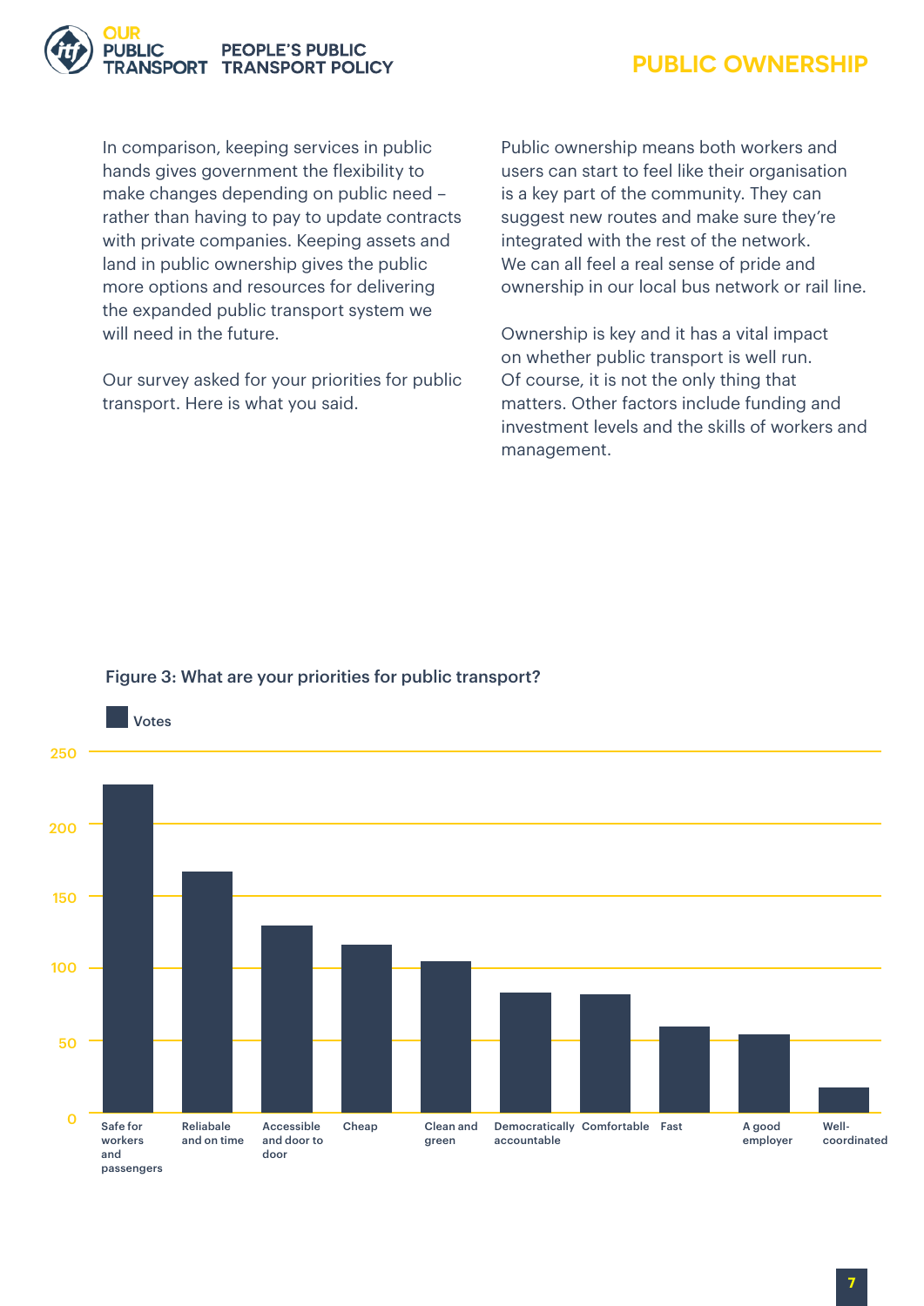In comparison, keeping services in public hands gives government the flexibility to make changes depending on public need – rather than having to pay to update contracts with private companies. Keeping assets and land in public ownership gives the public more options and resources for delivering the expanded public transport system we will need in the future.

Our survey asked for your priorities for public transport. Here is what you said.

Public ownership means both workers and users can start to feel like their organisation is a key part of the community. They can suggest new routes and make sure they're integrated with the rest of the network. We can all feel a real sense of pride and ownership in our local bus network or rail line.

Ownership is key and it has a vital impact on whether public transport is well run. Of course, it is not the only thing that matters. Other factors include funding and investment levels and the skills of workers and management.

**Figure 3: What are your priorities for public transport?**

Votes

| Priority | Votes (approx.) |
|---|---|
| Safe for workers and passengers | 227 |
| Reliabale and on time | 167 |
| Accessible and door to door | 129 |
| Cheap | 116 |
| Clean and green | 105 |
| Democratically accountable | 83 |
| Comfortable | 82 |
| Fast | 60 |
| A good employer | 54 |
| Well-coordinated | 18 |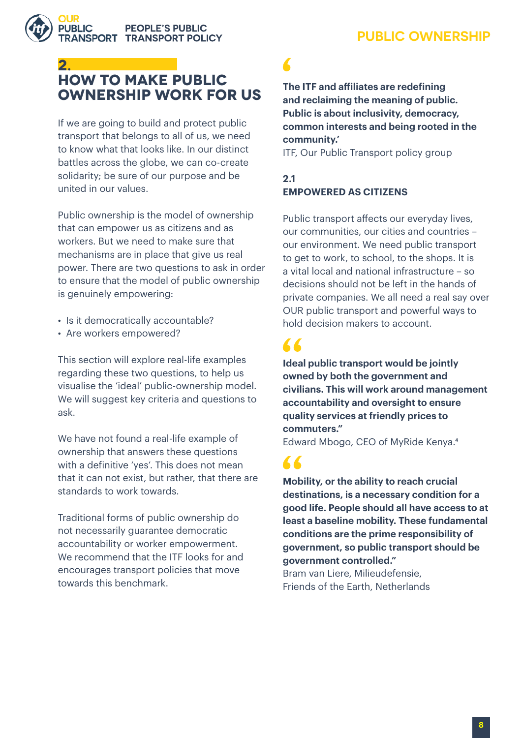## 2. HOW TO MAKE PUBLIC OWNERSHIP WORK FOR US

If we are going to build and protect public transport that belongs to all of us, we need to know what that looks like. In our distinct battles across the globe, we can co-create solidarity; be sure of our purpose and be united in our values.

Public ownership is the model of ownership that can empower us as citizens and as workers. But we need to make sure that mechanisms are in place that give us real power. There are two questions to ask in order to ensure that the model of public ownership is genuinely empowering:

- Is it democratically accountable?
- Are workers empowered?

This section will explore real-life examples regarding these two questions, to help us visualise the 'ideal' public-ownership model. We will suggest key criteria and questions to ask.

We have not found a real-life example of ownership that answers these questions with a definitive 'yes'. This does not mean that it can not exist, but rather, that there are standards to work towards.

Traditional forms of public ownership do not necessarily guarantee democratic accountability or worker empowerment. We recommend that the ITF looks for and encourages transport policies that move towards this benchmark.

**'The ITF and affiliates are redefining and reclaiming the meaning of public. Public is about inclusivity, democracy, common interests and being rooted in the community.'**
ITF, Our Public Transport policy group

### 2.1 EMPOWERED AS CITIZENS

Public transport affects our everyday lives, our communities, our cities and countries – our environment. We need public transport to get to work, to school, to the shops. It is a vital local and national infrastructure – so decisions should not be left in the hands of private companies. We all need a real say over OUR public transport and powerful ways to hold decision makers to account.

**"Ideal public transport would be jointly owned by both the government and civilians. This will work around management accountability and oversight to ensure quality services at friendly prices to commuters."**
Edward Mbogo, CEO of MyRide Kenya.[4]

**"Mobility, or the ability to reach crucial destinations, is a necessary condition for a good life. People should all have access to at least a baseline mobility. These fundamental conditions are the prime responsibility of government, so public transport should be government controlled."**
Bram van Liere, Milieudefensie,
Friends of the Earth, Netherlands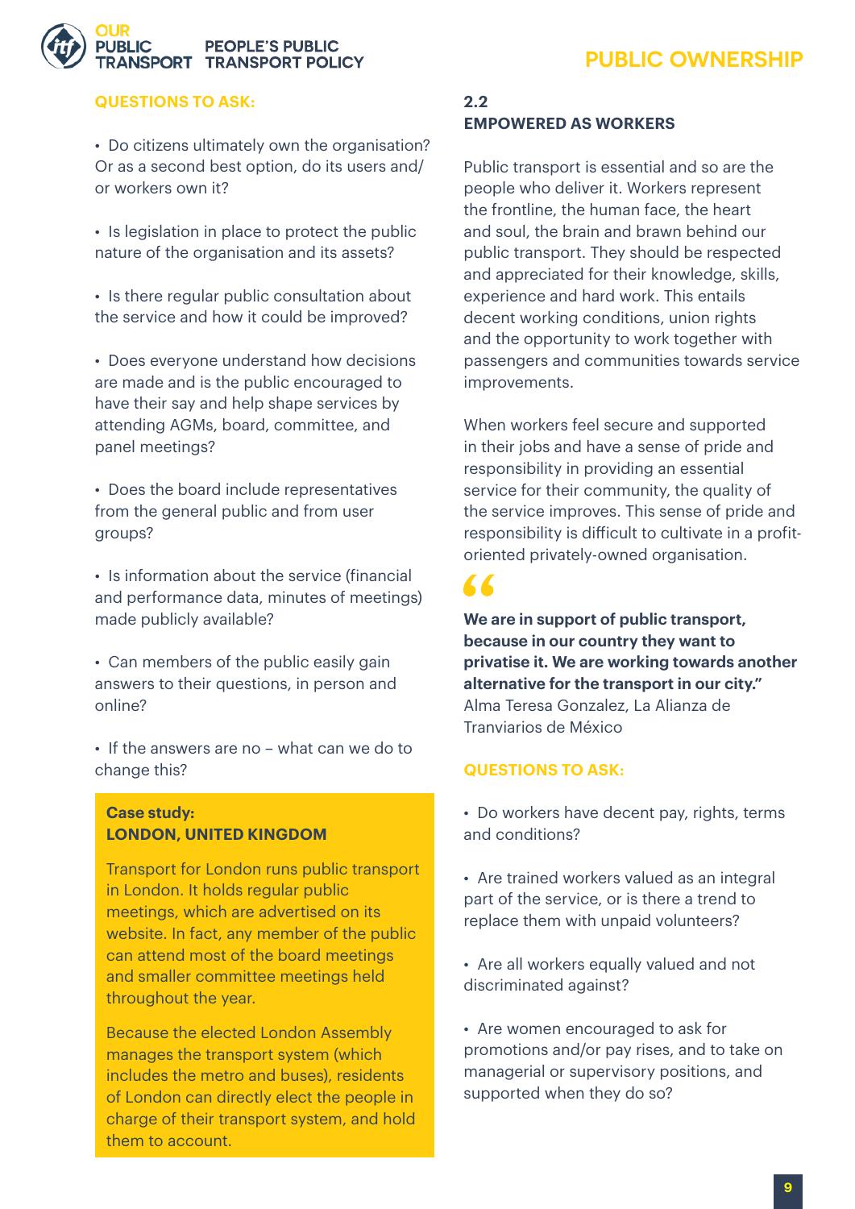**QUESTIONS TO ASK:**

- Do citizens ultimately own the organisation? Or as a second best option, do its users and/or workers own it?
- Is legislation in place to protect the public nature of the organisation and its assets?
- Is there regular public consultation about the service and how it could be improved?
- Does everyone understand how decisions are made and is the public encouraged to have their say and help shape services by attending AGMs, board, committee, and panel meetings?
- Does the board include representatives from the general public and from user groups?
- Is information about the service (financial and performance data, minutes of meetings) made publicly available?
- Can members of the public easily gain answers to their questions, in person and online?
- If the answers are no – what can we do to change this?

**Case study:**
**LONDON, UNITED KINGDOM**

Transport for London runs public transport in London. It holds regular public meetings, which are advertised on its website. In fact, any member of the public can attend most of the board meetings and smaller committee meetings held throughout the year.

Because the elected London Assembly manages the transport system (which includes the metro and buses), residents of London can directly elect the people in charge of their transport system, and hold them to account.

## 2.2 EMPOWERED AS WORKERS

Public transport is essential and so are the people who deliver it. Workers represent the frontline, the human face, the heart and soul, the brain and brawn behind our public transport. They should be respected and appreciated for their knowledge, skills, experience and hard work. This entails decent working conditions, union rights and the opportunity to work together with passengers and communities towards service improvements.

When workers feel secure and supported in their jobs and have a sense of pride and responsibility in providing an essential service for their community, the quality of the service improves. This sense of pride and responsibility is difficult to cultivate in a profit-oriented privately-owned organisation.

**"We are in support of public transport, because in our country they want to privatise it. We are working towards another alternative for the transport in our city."**
Alma Teresa Gonzalez, La Alianza de Tranviarios de México

**QUESTIONS TO ASK:**

- Do workers have decent pay, rights, terms and conditions?
- Are trained workers valued as an integral part of the service, or is there a trend to replace them with unpaid volunteers?
- Are all workers equally valued and not discriminated against?
- Are women encouraged to ask for promotions and/or pay rises, and to take on managerial or supervisory positions, and supported when they do so?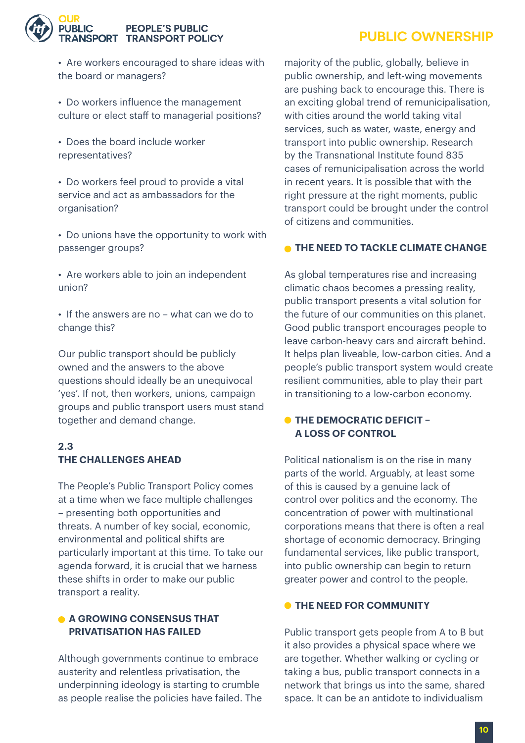- Are workers encouraged to share ideas with the board or managers?

- Do workers influence the management culture or elect staff to managerial positions?

- Does the board include worker representatives?

- Do workers feel proud to provide a vital service and act as ambassadors for the organisation?

- Do unions have the opportunity to work with passenger groups?

- Are workers able to join an independent union?

- If the answers are no – what can we do to change this?

Our public transport should be publicly owned and the answers to the above questions should ideally be an unequivocal 'yes'. If not, then workers, unions, campaign groups and public transport users must stand together and demand change.

## 2.3 THE CHALLENGES AHEAD

The People's Public Transport Policy comes at a time when we face multiple challenges – presenting both opportunities and threats. A number of key social, economic, environmental and political shifts are particularly important at this time. To take our agenda forward, it is crucial that we harness these shifts in order to make our public transport a reality.

### A GROWING CONSENSUS THAT PRIVATISATION HAS FAILED

Although governments continue to embrace austerity and relentless privatisation, the underpinning ideology is starting to crumble as people realise the policies have failed. The majority of the public, globally, believe in public ownership, and left-wing movements are pushing back to encourage this. There is an exciting global trend of remunicipalisation, with cities around the world taking vital services, such as water, waste, energy and transport into public ownership. Research by the Transnational Institute found 835 cases of remunicipalisation across the world in recent years. It is possible that with the right pressure at the right moments, public transport could be brought under the control of citizens and communities.

### THE NEED TO TACKLE CLIMATE CHANGE

As global temperatures rise and increasing climatic chaos becomes a pressing reality, public transport presents a vital solution for the future of our communities on this planet. Good public transport encourages people to leave carbon-heavy cars and aircraft behind. It helps plan liveable, low-carbon cities. And a people's public transport system would create resilient communities, able to play their part in transitioning to a low-carbon economy.

### THE DEMOCRATIC DEFICIT – A LOSS OF CONTROL

Political nationalism is on the rise in many parts of the world. Arguably, at least some of this is caused by a genuine lack of control over politics and the economy. The concentration of power with multinational corporations means that there is often a real shortage of economic democracy. Bringing fundamental services, like public transport, into public ownership can begin to return greater power and control to the people.

### THE NEED FOR COMMUNITY

Public transport gets people from A to B but it also provides a physical space where we are together. Whether walking or cycling or taking a bus, public transport connects in a network that brings us into the same, shared space. It can be an antidote to individualism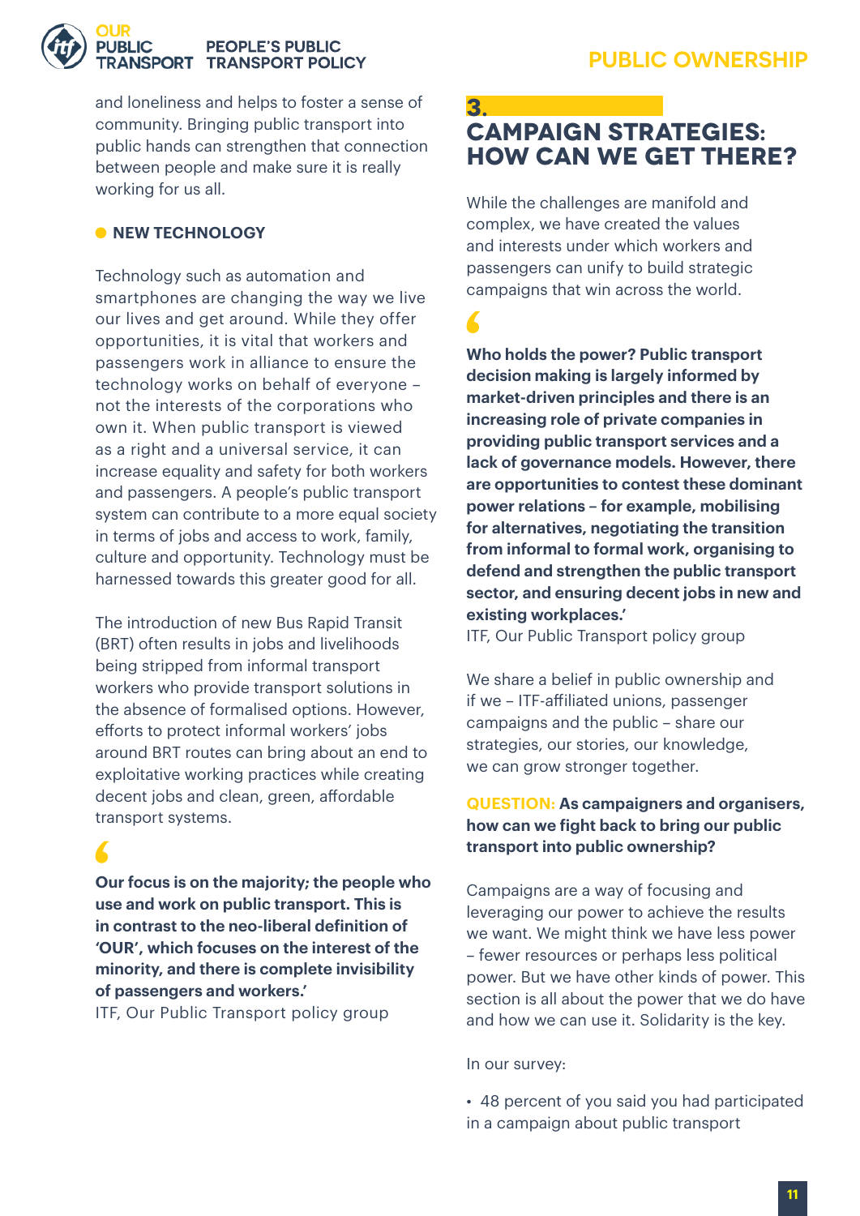and loneliness and helps to foster a sense of community. Bringing public transport into public hands can strengthen that connection between people and make sure it is really working for us all.

### NEW TECHNOLOGY

Technology such as automation and smartphones are changing the way we live our lives and get around. While they offer opportunities, it is vital that workers and passengers work in alliance to ensure the technology works on behalf of everyone – not the interests of the corporations who own it. When public transport is viewed as a right and a universal service, it can increase equality and safety for both workers and passengers. A people's public transport system can contribute to a more equal society in terms of jobs and access to work, family, culture and opportunity. Technology must be harnessed towards this greater good for all.

The introduction of new Bus Rapid Transit (BRT) often results in jobs and livelihoods being stripped from informal transport workers who provide transport solutions in the absence of formalised options. However, efforts to protect informal workers' jobs around BRT routes can bring about an end to exploitative working practices while creating decent jobs and clean, green, affordable transport systems.

**Our focus is on the majority; the people who use and work on public transport. This is in contrast to the neo-liberal definition of 'OUR', which focuses on the interest of the minority, and there is complete invisibility of passengers and workers.'**
ITF, Our Public Transport policy group

## 3. CAMPAIGN STRATEGIES: HOW CAN WE GET THERE?

While the challenges are manifold and complex, we have created the values and interests under which workers and passengers can unify to build strategic campaigns that win across the world.

**Who holds the power? Public transport decision making is largely informed by market-driven principles and there is an increasing role of private companies in providing public transport services and a lack of governance models. However, there are opportunities to contest these dominant power relations – for example, mobilising for alternatives, negotiating the transition from informal to formal work, organising to defend and strengthen the public transport sector, and ensuring decent jobs in new and existing workplaces.'**
ITF, Our Public Transport policy group

We share a belief in public ownership and if we – ITF-affiliated unions, passenger campaigns and the public – share our strategies, our stories, our knowledge, we can grow stronger together.

QUESTION: **As campaigners and organisers, how can we fight back to bring our public transport into public ownership?**

Campaigns are a way of focusing and leveraging our power to achieve the results we want. We might think we have less power – fewer resources or perhaps less political power. But we have other kinds of power. This section is all about the power that we do have and how we can use it. Solidarity is the key.

In our survey:

- 48 percent of you said you had participated in a campaign about public transport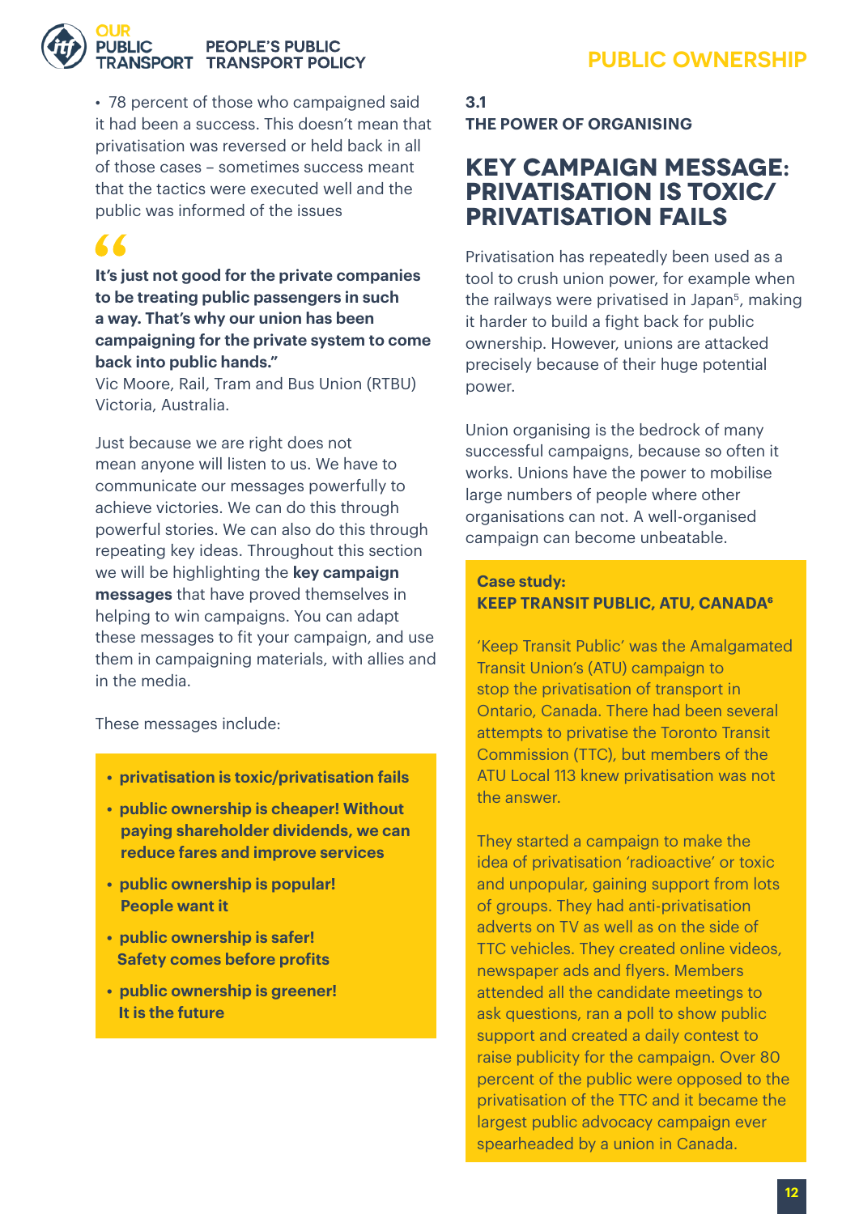- 78 percent of those who campaigned said it had been a success. This doesn't mean that privatisation was reversed or held back in all of those cases – sometimes success meant that the tactics were executed well and the public was informed of the issues

> **"It's just not good for the private companies to be treating public passengers in such a way. That's why our union has been campaigning for the private system to come back into public hands."**
> Vic Moore, Rail, Tram and Bus Union (RTBU) Victoria, Australia.

Just because we are right does not mean anyone will listen to us. We have to communicate our messages powerfully to achieve victories. We can do this through powerful stories. We can also do this through repeating key ideas. Throughout this section we will be highlighting the **key campaign messages** that have proved themselves in helping to win campaigns. You can adapt these messages to fit your campaign, and use them in campaigning materials, with allies and in the media.

These messages include:

- **privatisation is toxic/privatisation fails**
- **public ownership is cheaper! Without paying shareholder dividends, we can reduce fares and improve services**
- **public ownership is popular! People want it**
- **public ownership is safer! Safety comes before profits**
- **public ownership is greener! It is the future**

**3.1**
**THE POWER OF ORGANISING**

## KEY CAMPAIGN MESSAGE: PRIVATISATION IS TOXIC/ PRIVATISATION FAILS

Privatisation has repeatedly been used as a tool to crush union power, for example when the railways were privatised in Japan[5], making it harder to build a fight back for public ownership. However, unions are attacked precisely because of their huge potential power.

Union organising is the bedrock of many successful campaigns, because so often it works. Unions have the power to mobilise large numbers of people where other organisations can not. A well-organised campaign can become unbeatable.

**Case study:**
**KEEP TRANSIT PUBLIC, ATU, CANADA[6]**

'Keep Transit Public' was the Amalgamated Transit Union's (ATU) campaign to stop the privatisation of transport in Ontario, Canada. There had been several attempts to privatise the Toronto Transit Commission (TTC), but members of the ATU Local 113 knew privatisation was not the answer.

They started a campaign to make the idea of privatisation 'radioactive' or toxic and unpopular, gaining support from lots of groups. They had anti-privatisation adverts on TV as well as on the side of TTC vehicles. They created online videos, newspaper ads and flyers. Members attended all the candidate meetings to ask questions, ran a poll to show public support and created a daily contest to raise publicity for the campaign. Over 80 percent of the public were opposed to the privatisation of the TTC and it became the largest public advocacy campaign ever spearheaded by a union in Canada.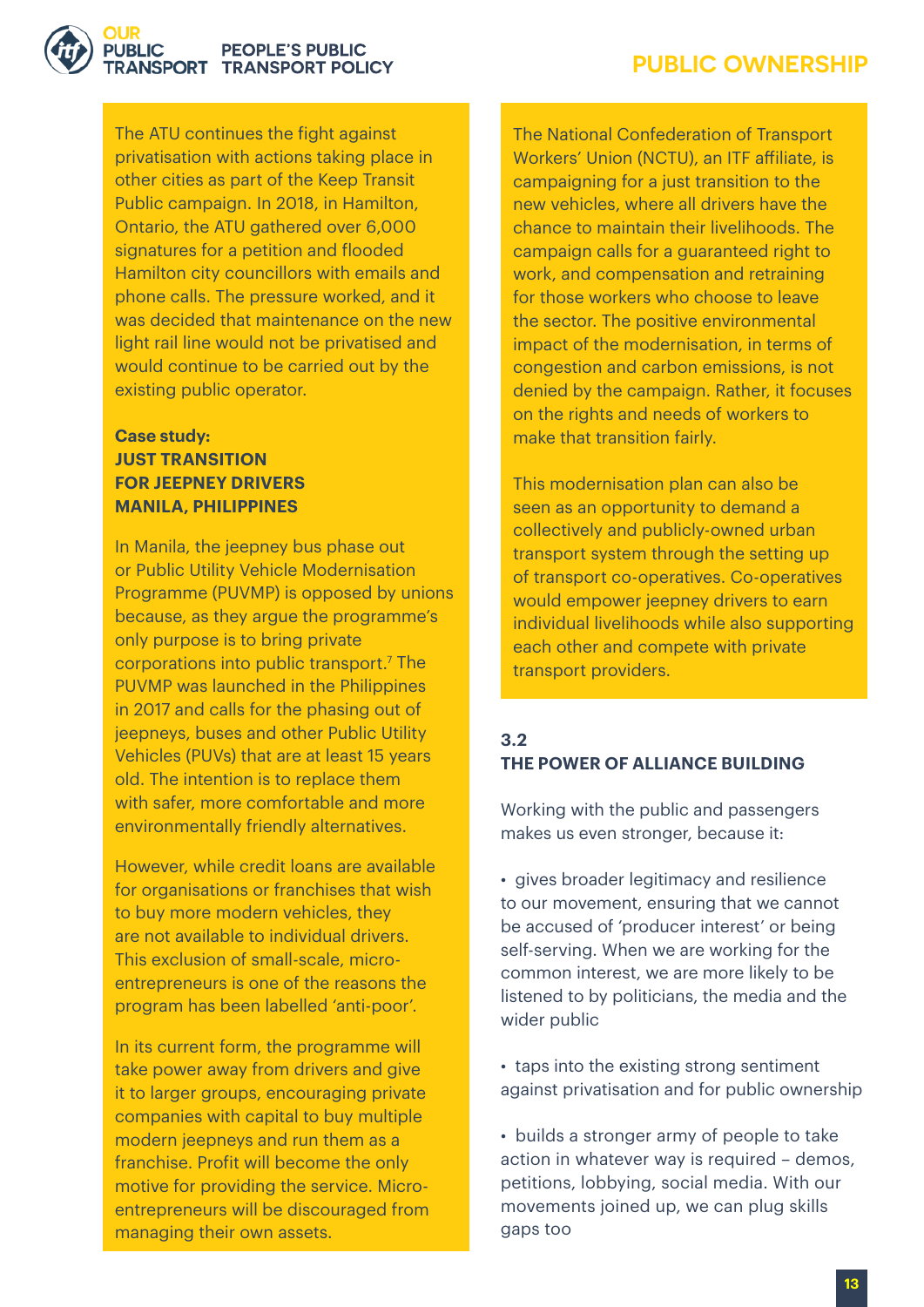The ATU continues the fight against privatisation with actions taking place in other cities as part of the Keep Transit Public campaign. In 2018, in Hamilton, Ontario, the ATU gathered over 6,000 signatures for a petition and flooded Hamilton city councillors with emails and phone calls. The pressure worked, and it was decided that maintenance on the new light rail line would not be privatised and would continue to be carried out by the existing public operator.

**Case study:**
**JUST TRANSITION FOR JEEPNEY DRIVERS MANILA, PHILIPPINES**

In Manila, the jeepney bus phase out or Public Utility Vehicle Modernisation Programme (PUVMP) is opposed by unions because, as they argue the programme's only purpose is to bring private corporations into public transport.[7] The PUVMP was launched in the Philippines in 2017 and calls for the phasing out of jeepneys, buses and other Public Utility Vehicles (PUVs) that are at least 15 years old. The intention is to replace them with safer, more comfortable and more environmentally friendly alternatives.

However, while credit loans are available for organisations or franchises that wish to buy more modern vehicles, they are not available to individual drivers. This exclusion of small-scale, micro-entrepreneurs is one of the reasons the program has been labelled 'anti-poor'.

In its current form, the programme will take power away from drivers and give it to larger groups, encouraging private companies with capital to buy multiple modern jeepneys and run them as a franchise. Profit will become the only motive for providing the service. Micro-entrepreneurs will be discouraged from managing their own assets.

The National Confederation of Transport Workers' Union (NCTU), an ITF affiliate, is campaigning for a just transition to the new vehicles, where all drivers have the chance to maintain their livelihoods. The campaign calls for a guaranteed right to work, and compensation and retraining for those workers who choose to leave the sector. The positive environmental impact of the modernisation, in terms of congestion and carbon emissions, is not denied by the campaign. Rather, it focuses on the rights and needs of workers to make that transition fairly.

This modernisation plan can also be seen as an opportunity to demand a collectively and publicly-owned urban transport system through the setting up of transport co-operatives. Co-operatives would empower jeepney drivers to earn individual livelihoods while also supporting each other and compete with private transport providers.

## 3.2 THE POWER OF ALLIANCE BUILDING

Working with the public and passengers makes us even stronger, because it:

- gives broader legitimacy and resilience to our movement, ensuring that we cannot be accused of 'producer interest' or being self-serving. When we are working for the common interest, we are more likely to be listened to by politicians, the media and the wider public
- taps into the existing strong sentiment against privatisation and for public ownership
- builds a stronger army of people to take action in whatever way is required – demos, petitions, lobbying, social media. With our movements joined up, we can plug skills gaps too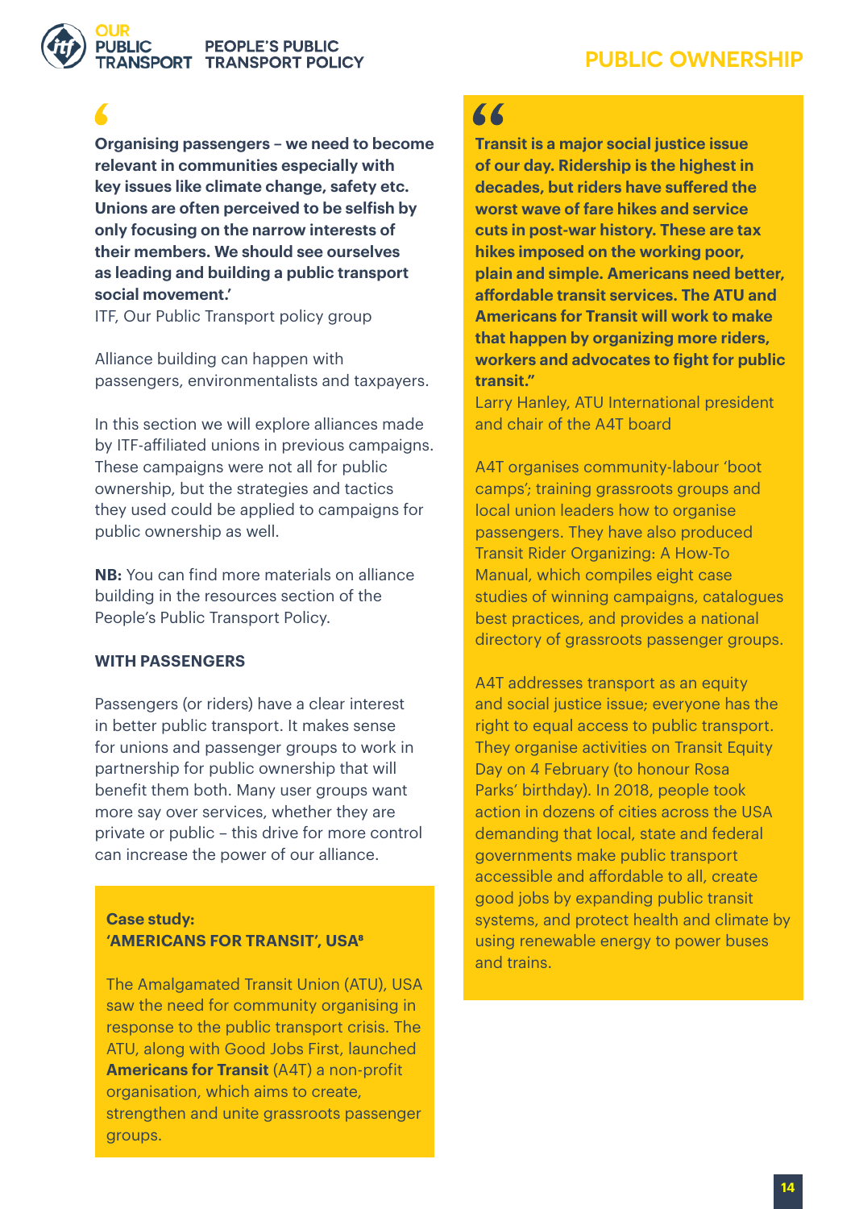# PUBLIC OWNERSHIP

**Organising passengers – we need to become relevant in communities especially with key issues like climate change, safety etc. Unions are often perceived to be selfish by only focusing on the narrow interests of their members. We should see ourselves as leading and building a public transport social movement.'**

ITF, Our Public Transport policy group

Alliance building can happen with passengers, environmentalists and taxpayers.

In this section we will explore alliances made by ITF-affiliated unions in previous campaigns. These campaigns were not all for public ownership, but the strategies and tactics they used could be applied to campaigns for public ownership as well.

**NB:** You can find more materials on alliance building in the resources section of the People's Public Transport Policy.

### WITH PASSENGERS

Passengers (or riders) have a clear interest in better public transport. It makes sense for unions and passenger groups to work in partnership for public ownership that will benefit them both. Many user groups want more say over services, whether they are private or public – this drive for more control can increase the power of our alliance.

**Case study:**
**'AMERICANS FOR TRANSIT', USA**[8]

The Amalgamated Transit Union (ATU), USA saw the need for community organising in response to the public transport crisis. The ATU, along with Good Jobs First, launched **Americans for Transit** (A4T) a non-profit organisation, which aims to create, strengthen and unite grassroots passenger groups.

**"Transit is a major social justice issue of our day. Ridership is the highest in decades, but riders have suffered the worst wave of fare hikes and service cuts in post-war history. These are tax hikes imposed on the working poor, plain and simple. Americans need better, affordable transit services. The ATU and Americans for Transit will work to make that happen by organizing more riders, workers and advocates to fight for public transit."**

Larry Hanley, ATU International president and chair of the A4T board

A4T organises community-labour 'boot camps'; training grassroots groups and local union leaders how to organise passengers. They have also produced Transit Rider Organizing: A How-To Manual, which compiles eight case studies of winning campaigns, catalogues best practices, and provides a national directory of grassroots passenger groups.

A4T addresses transport as an equity and social justice issue; everyone has the right to equal access to public transport. They organise activities on Transit Equity Day on 4 February (to honour Rosa Parks' birthday). In 2018, people took action in dozens of cities across the USA demanding that local, state and federal governments make public transport accessible and affordable to all, create good jobs by expanding public transit systems, and protect health and climate by using renewable energy to power buses and trains.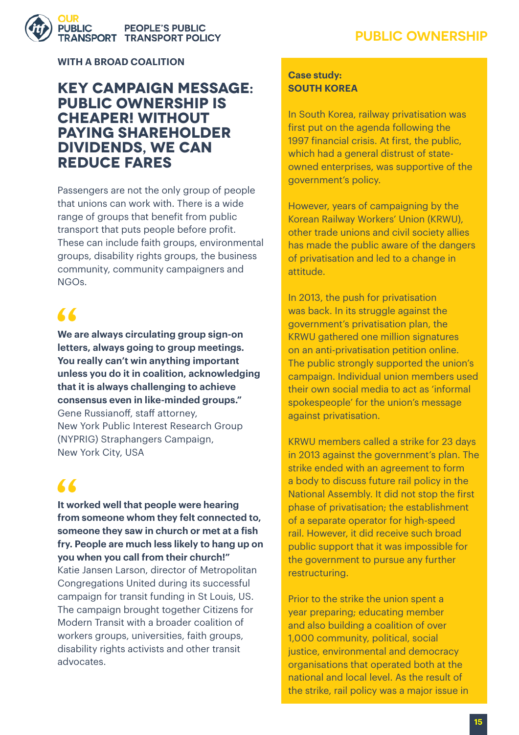**WITH A BROAD COALITION**

## KEY CAMPAIGN MESSAGE: PUBLIC OWNERSHIP IS CHEAPER! WITHOUT PAYING SHAREHOLDER DIVIDENDS, WE CAN REDUCE FARES

Passengers are not the only group of people that unions can work with. There is a wide range of groups that benefit from public transport that puts people before profit. These can include faith groups, environmental groups, disability rights groups, the business community, community campaigners and NGOs.

**"We are always circulating group sign-on letters, always going to group meetings. You really can't win anything important unless you do it in coalition, acknowledging that it is always challenging to achieve consensus even in like-minded groups."**
Gene Russianoff, staff attorney, New York Public Interest Research Group (NYPRIG) Straphangers Campaign, New York City, USA

**"It worked well that people were hearing from someone whom they felt connected to, someone they saw in church or met at a fish fry. People are much less likely to hang up on you when you call from their church!"**
Katie Jansen Larson, director of Metropolitan Congregations United during its successful campaign for transit funding in St Louis, US. The campaign brought together Citizens for Modern Transit with a broader coalition of workers groups, universities, faith groups, disability rights activists and other transit advocates.

**Case study: SOUTH KOREA**

In South Korea, railway privatisation was first put on the agenda following the 1997 financial crisis. At first, the public, which had a general distrust of state-owned enterprises, was supportive of the government's policy.

However, years of campaigning by the Korean Railway Workers' Union (KRWU), other trade unions and civil society allies has made the public aware of the dangers of privatisation and led to a change in attitude.

In 2013, the push for privatisation was back. In its struggle against the government's privatisation plan, the KRWU gathered one million signatures on an anti-privatisation petition online. The public strongly supported the union's campaign. Individual union members used their own social media to act as 'informal spokespeople' for the union's message against privatisation.

KRWU members called a strike for 23 days in 2013 against the government's plan. The strike ended with an agreement to form a body to discuss future rail policy in the National Assembly. It did not stop the first phase of privatisation; the establishment of a separate operator for high-speed rail. However, it did receive such broad public support that it was impossible for the government to pursue any further restructuring.

Prior to the strike the union spent a year preparing; educating member and also building a coalition of over 1,000 community, political, social justice, environmental and democracy organisations that operated both at the national and local level. As the result of the strike, rail policy was a major issue in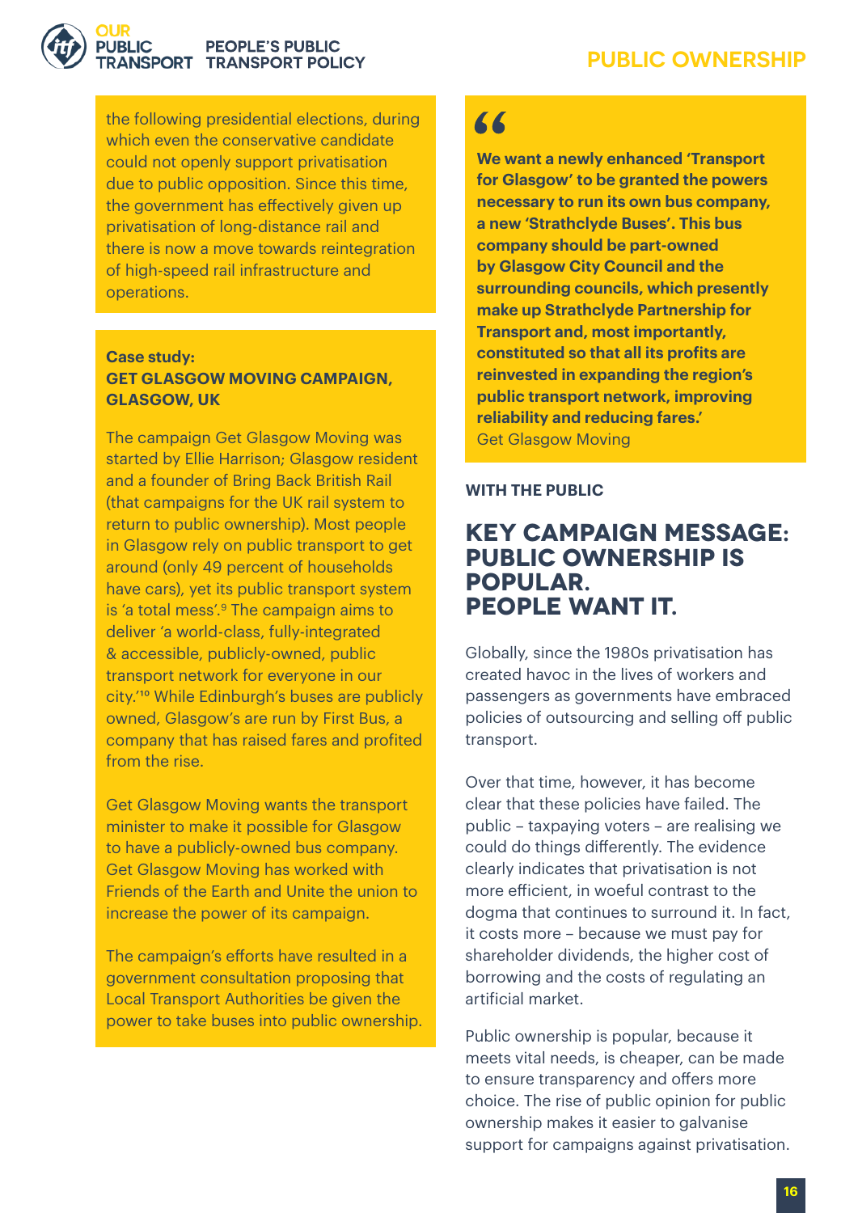the following presidential elections, during which even the conservative candidate could not openly support privatisation due to public opposition. Since this time, the government has effectively given up privatisation of long-distance rail and there is now a move towards reintegration of high-speed rail infrastructure and operations.

**Case study:**
**GET GLASGOW MOVING CAMPAIGN, GLASGOW, UK**

The campaign Get Glasgow Moving was started by Ellie Harrison; Glasgow resident and a founder of Bring Back British Rail (that campaigns for the UK rail system to return to public ownership). Most people in Glasgow rely on public transport to get around (only 49 percent of households have cars), yet its public transport system is 'a total mess'.[9] The campaign aims to deliver 'a world-class, fully-integrated & accessible, publicly-owned, public transport network for everyone in our city.'[10] While Edinburgh's buses are publicly owned, Glasgow's are run by First Bus, a company that has raised fares and profited from the rise.

Get Glasgow Moving wants the transport minister to make it possible for Glasgow to have a publicly-owned bus company. Get Glasgow Moving has worked with Friends of the Earth and Unite the union to increase the power of its campaign.

The campaign's efforts have resulted in a government consultation proposing that Local Transport Authorities be given the power to take buses into public ownership.

> **We want a newly enhanced 'Transport for Glasgow' to be granted the powers necessary to run its own bus company, a new 'Strathclyde Buses'. This bus company should be part-owned by Glasgow City Council and the surrounding councils, which presently make up Strathclyde Partnership for Transport and, most importantly, constituted so that all its profits are reinvested in expanding the region's public transport network, improving reliability and reducing fares.'**
> Get Glasgow Moving

**WITH THE PUBLIC**

## KEY CAMPAIGN MESSAGE: PUBLIC OWNERSHIP IS POPULAR. PEOPLE WANT IT.

Globally, since the 1980s privatisation has created havoc in the lives of workers and passengers as governments have embraced policies of outsourcing and selling off public transport.

Over that time, however, it has become clear that these policies have failed. The public – taxpaying voters – are realising we could do things differently. The evidence clearly indicates that privatisation is not more efficient, in woeful contrast to the dogma that continues to surround it. In fact, it costs more – because we must pay for shareholder dividends, the higher cost of borrowing and the costs of regulating an artificial market.

Public ownership is popular, because it meets vital needs, is cheaper, can be made to ensure transparency and offers more choice. The rise of public opinion for public ownership makes it easier to galvanise support for campaigns against privatisation.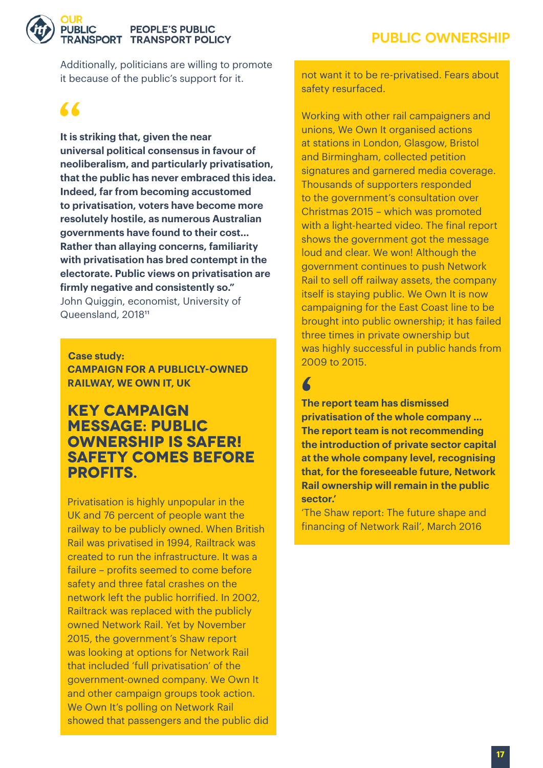Additionally, politicians are willing to promote it because of the public's support for it.

> **It is striking that, given the near universal political consensus in favour of neoliberalism, and particularly privatisation, that the public has never embraced this idea. Indeed, far from becoming accustomed to privatisation, voters have become more resolutely hostile, as numerous Australian governments have found to their cost... Rather than allaying concerns, familiarity with privatisation has bred contempt in the electorate. Public views on privatisation are firmly negative and consistently so."**
>
> John Quiggin, economist, University of Queensland, 2018[11]

**Case study:**
**CAMPAIGN FOR A PUBLICLY-OWNED RAILWAY, WE OWN IT, UK**

## KEY CAMPAIGN MESSAGE: PUBLIC OWNERSHIP IS SAFER! SAFETY COMES BEFORE PROFITS.

Privatisation is highly unpopular in the UK and 76 percent of people want the railway to be publicly owned. When British Rail was privatised in 1994, Railtrack was created to run the infrastructure. It was a failure – profits seemed to come before safety and three fatal crashes on the network left the public horrified. In 2002, Railtrack was replaced with the publicly owned Network Rail. Yet by November 2015, the government's Shaw report was looking at options for Network Rail that included 'full privatisation' of the government-owned company. We Own It and other campaign groups took action. We Own It's polling on Network Rail showed that passengers and the public did not want it to be re-privatised. Fears about safety resurfaced.

Working with other rail campaigners and unions, We Own It organised actions at stations in London, Glasgow, Bristol and Birmingham, collected petition signatures and garnered media coverage. Thousands of supporters responded to the government's consultation over Christmas 2015 – which was promoted with a light-hearted video. The final report shows the government got the message loud and clear. We won! Although the government continues to push Network Rail to sell off railway assets, the company itself is staying public. We Own It is now campaigning for the East Coast line to be brought into public ownership; it has failed three times in private ownership but was highly successful in public hands from 2009 to 2015.

> **The report team has dismissed privatisation of the whole company ... The report team is not recommending the introduction of private sector capital at the whole company level, recognising that, for the foreseeable future, Network Rail ownership will remain in the public sector.'**
>
> 'The Shaw report: The future shape and financing of Network Rail', March 2016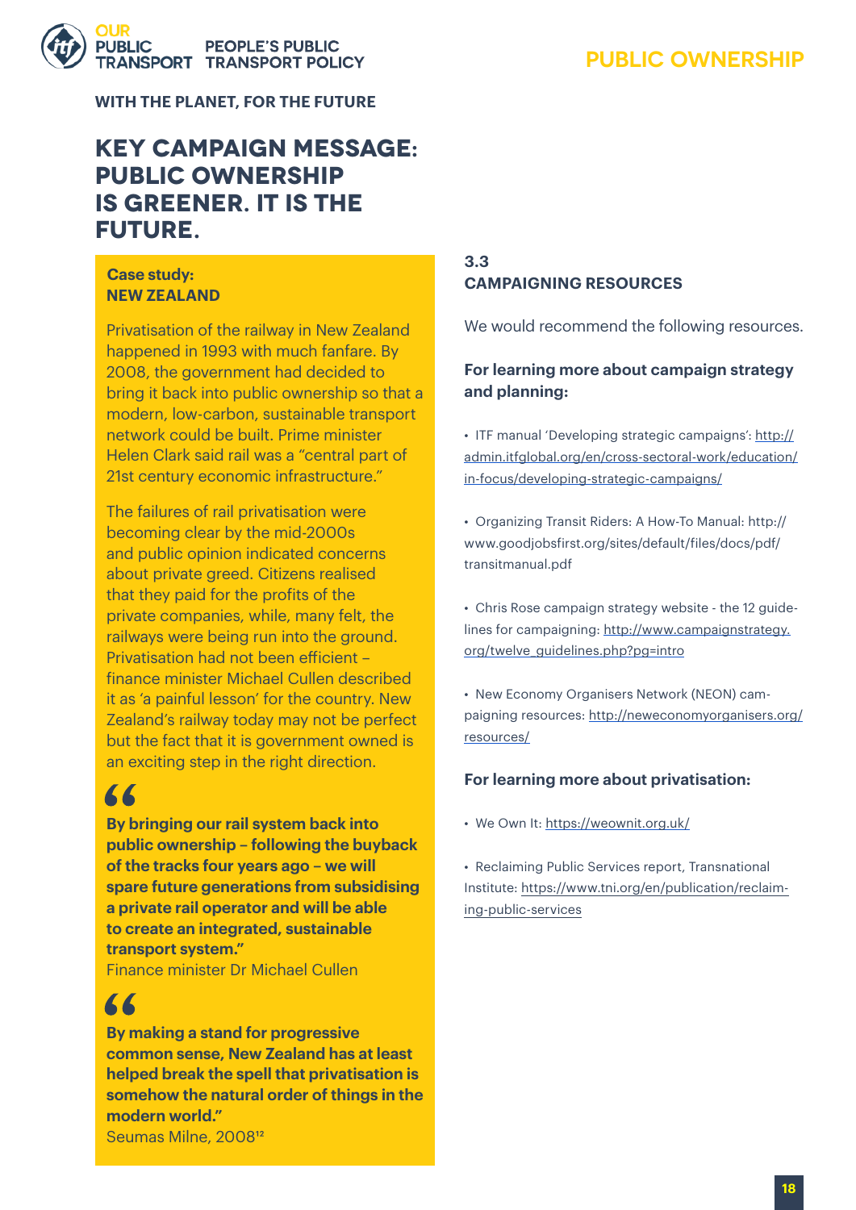WITH THE PLANET, FOR THE FUTURE

# KEY CAMPAIGN MESSAGE: PUBLIC OWNERSHIP IS GREENER. IT IS THE FUTURE.

**Case study:**
**NEW ZEALAND**

Privatisation of the railway in New Zealand happened in 1993 with much fanfare. By 2008, the government had decided to bring it back into public ownership so that a modern, low-carbon, sustainable transport network could be built. Prime minister Helen Clark said rail was a “central part of 21st century economic infrastructure.”

The failures of rail privatisation were becoming clear by the mid-2000s and public opinion indicated concerns about private greed. Citizens realised that they paid for the profits of the private companies, while, many felt, the railways were being run into the ground. Privatisation had not been efficient – finance minister Michael Cullen described it as ‘a painful lesson’ for the country. New Zealand’s railway today may not be perfect but the fact that it is government owned is an exciting step in the right direction.

> **“By bringing our rail system back into public ownership – following the buyback of the tracks four years ago – we will spare future generations from subsidising a private rail operator and will be able to create an integrated, sustainable transport system.”**
> Finance minister Dr Michael Cullen

> **“By making a stand for progressive common sense, New Zealand has at least helped break the spell that privatisation is somehow the natural order of things in the modern world.”**
> Seumas Milne, 2008[12]

## 3.3 CAMPAIGNING RESOURCES

We would recommend the following resources.

### For learning more about campaign strategy and planning:

- ITF manual ‘Developing strategic campaigns’: http://admin.itfglobal.org/en/cross-sectoral-work/education/in-focus/developing-strategic-campaigns/
- Organizing Transit Riders: A How-To Manual: http://www.goodjobsfirst.org/sites/default/files/docs/pdf/transitmanual.pdf
- Chris Rose campaign strategy website - the 12 guidelines for campaigning: http://www.campaignstrategy.org/twelve_guidelines.php?pg=intro
- New Economy Organisers Network (NEON) campaigning resources: http://neweconomyorganisers.org/resources/

### For learning more about privatisation:

- We Own It: https://weownit.org.uk/
- Reclaiming Public Services report, Transnational Institute: https://www.tni.org/en/publication/reclaiming-public-services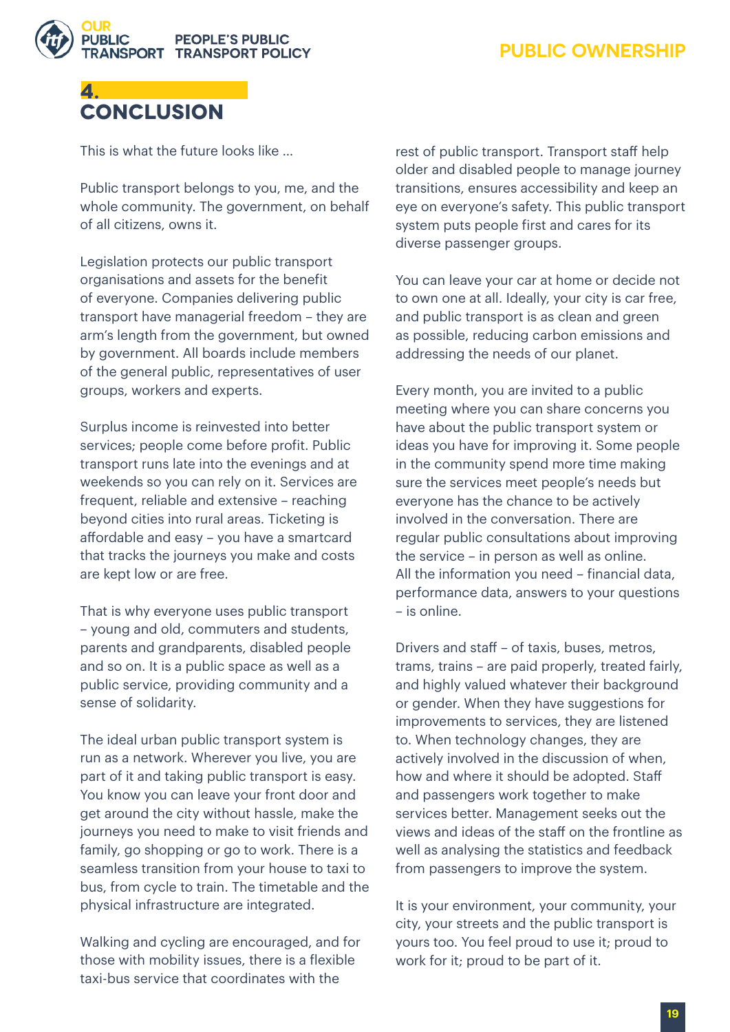# 4. CONCLUSION

This is what the future looks like ...

Public transport belongs to you, me, and the whole community. The government, on behalf of all citizens, owns it.

Legislation protects our public transport organisations and assets for the benefit of everyone. Companies delivering public transport have managerial freedom – they are arm's length from the government, but owned by government. All boards include members of the general public, representatives of user groups, workers and experts.

Surplus income is reinvested into better services; people come before profit. Public transport runs late into the evenings and at weekends so you can rely on it. Services are frequent, reliable and extensive – reaching beyond cities into rural areas. Ticketing is affordable and easy – you have a smartcard that tracks the journeys you make and costs are kept low or are free.

That is why everyone uses public transport – young and old, commuters and students, parents and grandparents, disabled people and so on. It is a public space as well as a public service, providing community and a sense of solidarity.

The ideal urban public transport system is run as a network. Wherever you live, you are part of it and taking public transport is easy. You know you can leave your front door and get around the city without hassle, make the journeys you need to make to visit friends and family, go shopping or go to work. There is a seamless transition from your house to taxi to bus, from cycle to train. The timetable and the physical infrastructure are integrated.

Walking and cycling are encouraged, and for those with mobility issues, there is a flexible taxi-bus service that coordinates with the rest of public transport. Transport staff help older and disabled people to manage journey transitions, ensures accessibility and keep an eye on everyone's safety. This public transport system puts people first and cares for its diverse passenger groups.

You can leave your car at home or decide not to own one at all. Ideally, your city is car free, and public transport is as clean and green as possible, reducing carbon emissions and addressing the needs of our planet.

Every month, you are invited to a public meeting where you can share concerns you have about the public transport system or ideas you have for improving it. Some people in the community spend more time making sure the services meet people's needs but everyone has the chance to be actively involved in the conversation. There are regular public consultations about improving the service – in person as well as online. All the information you need – financial data, performance data, answers to your questions – is online.

Drivers and staff – of taxis, buses, metros, trams, trains – are paid properly, treated fairly, and highly valued whatever their background or gender. When they have suggestions for improvements to services, they are listened to. When technology changes, they are actively involved in the discussion of when, how and where it should be adopted. Staff and passengers work together to make services better. Management seeks out the views and ideas of the staff on the frontline as well as analysing the statistics and feedback from passengers to improve the system.

It is your environment, your community, your city, your streets and the public transport is yours too. You feel proud to use it; proud to work for it; proud to be part of it.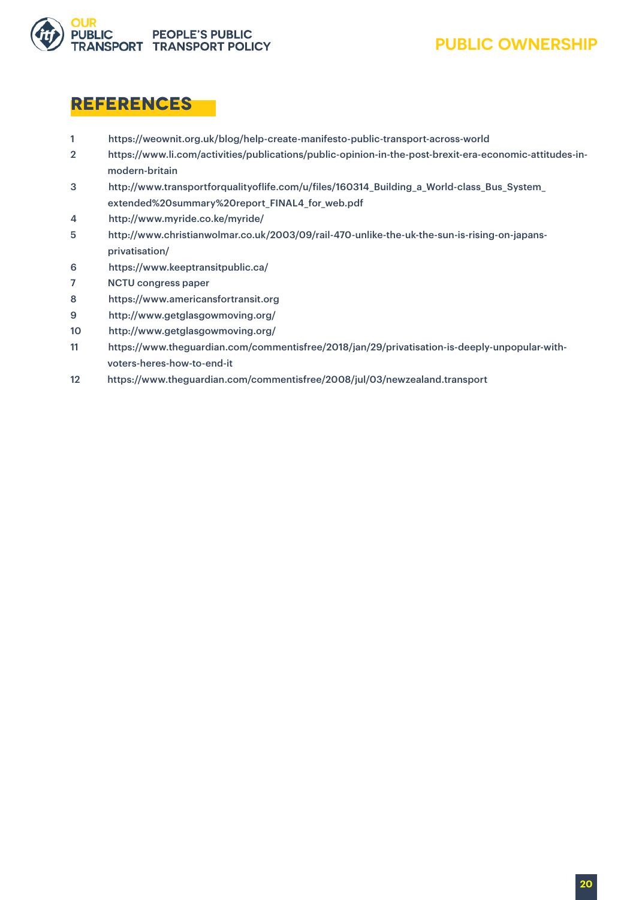# REFERENCES

1. https://weownit.org.uk/blog/help-create-manifesto-public-transport-across-world
2. https://www.li.com/activities/publications/public-opinion-in-the-post-brexit-era-economic-attitudes-in-modern-britain
3. http://www.transportforqualityoflife.com/u/files/160314_Building_a_World-class_Bus_System_extended%20summary%20report_FINAL4_for_web.pdf
4. http://www.myride.co.ke/myride/
5. http://www.christianwolmar.co.uk/2003/09/rail-470-unlike-the-uk-the-sun-is-rising-on-japans-privatisation/
6. https://www.keeptransitpublic.ca/
7. NCTU congress paper
8. https://www.americansfortransit.org
9. http://www.getglasgowmoving.org/
10. http://www.getglasgowmoving.org/
11. https://www.theguardian.com/commentisfree/2018/jan/29/privatisation-is-deeply-unpopular-with-voters-heres-how-to-end-it
12. https://www.theguardian.com/commentisfree/2008/jul/03/newzealand.transport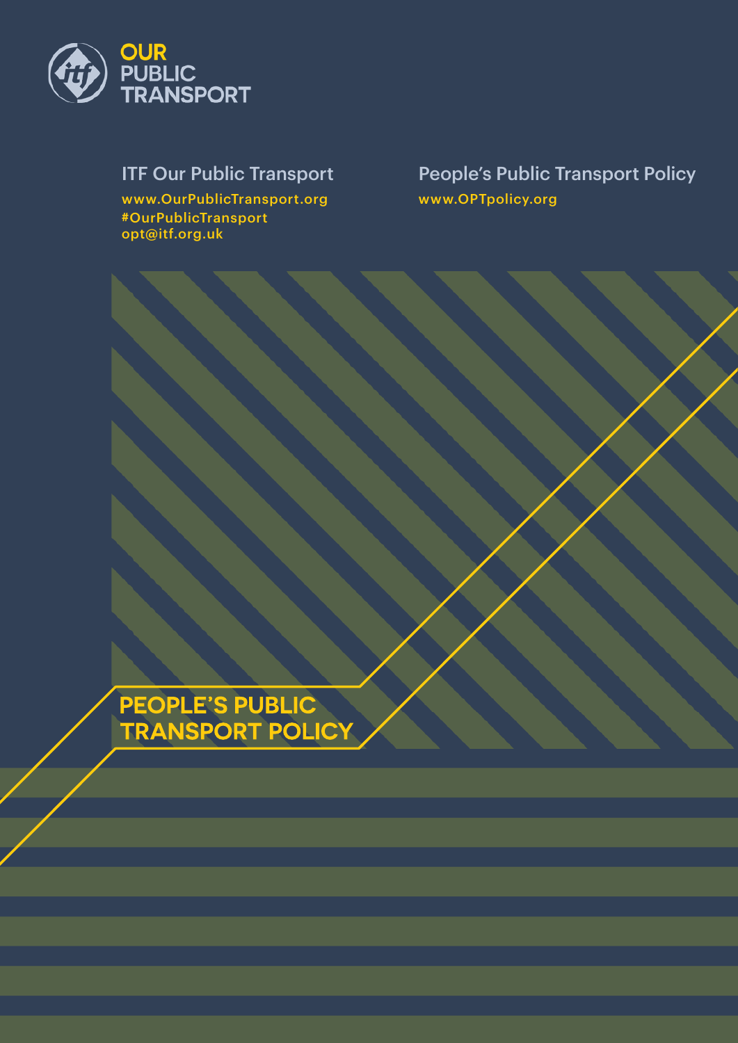OUR PUBLIC TRANSPORT

ITF Our Public Transport

www.OurPublicTransport.org
#OurPublicTransport
opt@itf.org.uk

People's Public Transport Policy

www.OPTpolicy.org

# PEOPLE'S PUBLIC TRANSPORT POLICY